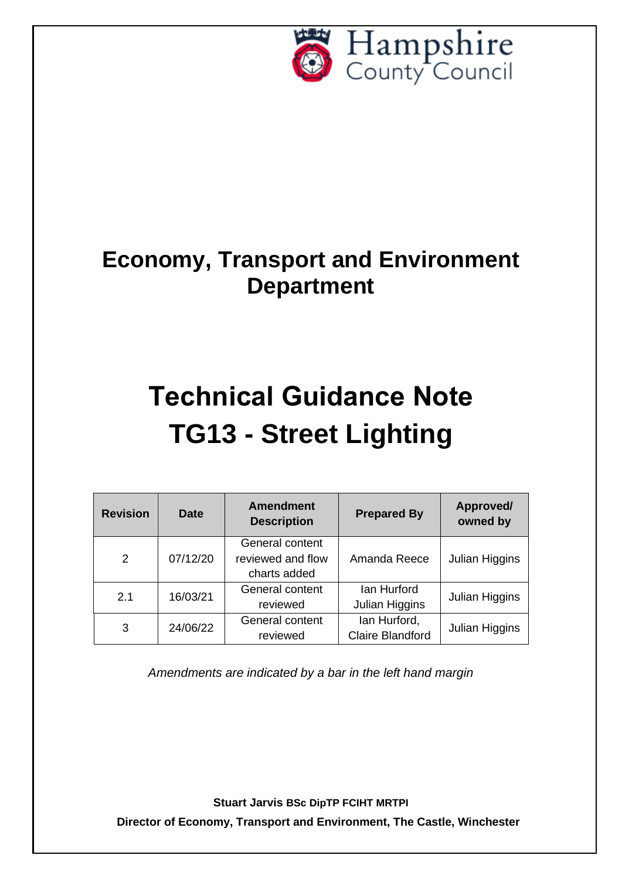Hampshire County Council

# Economy, Transport and Environment Department

# Technical Guidance Note TG13 - Street Lighting

| Revision | Date | Amendment Description | Prepared By | Approved/ owned by |
|---|---|---|---|---|
| 2 | 07/12/20 | General content reviewed and flow charts added | Amanda Reece | Julian Higgins |
| 2.1 | 16/03/21 | General content reviewed | Ian Hurford Julian Higgins | Julian Higgins |
| 3 | 24/06/22 | General content reviewed | Ian Hurford, Claire Blandford | Julian Higgins |

*Amendments are indicated by a bar in the left hand margin*

**Stuart Jarvis BSc DipTP FCIHT MRTPI**

**Director of Economy, Transport and Environment, The Castle, Winchester**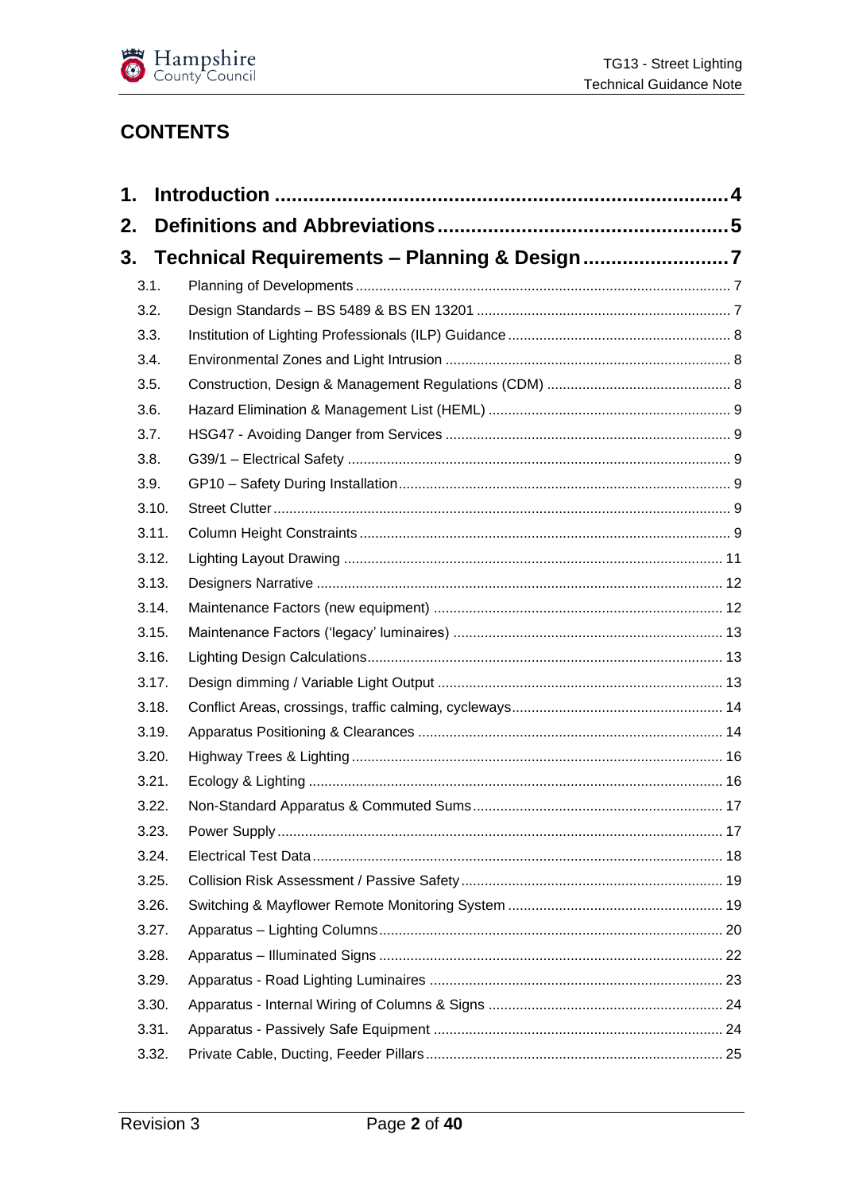## CONTENTS

1. Introduction ........ 4
2. Definitions and Abbreviations ........ 5
3. Technical Requirements – Planning & Design ........ 7
   - 3.1. Planning of Developments ........ 7
   - 3.2. Design Standards – BS 5489 & BS EN 13201 ........ 7
   - 3.3. Institution of Lighting Professionals (ILP) Guidance ........ 8
   - 3.4. Environmental Zones and Light Intrusion ........ 8
   - 3.5. Construction, Design & Management Regulations (CDM) ........ 8
   - 3.6. Hazard Elimination & Management List (HEML) ........ 9
   - 3.7. HSG47 - Avoiding Danger from Services ........ 9
   - 3.8. G39/1 – Electrical Safety ........ 9
   - 3.9. GP10 – Safety During Installation ........ 9
   - 3.10. Street Clutter ........ 9
   - 3.11. Column Height Constraints ........ 9
   - 3.12. Lighting Layout Drawing ........ 11
   - 3.13. Designers Narrative ........ 12
   - 3.14. Maintenance Factors (new equipment) ........ 12
   - 3.15. Maintenance Factors ('legacy' luminaires) ........ 13
   - 3.16. Lighting Design Calculations ........ 13
   - 3.17. Design dimming / Variable Light Output ........ 13
   - 3.18. Conflict Areas, crossings, traffic calming, cycleways ........ 14
   - 3.19. Apparatus Positioning & Clearances ........ 14
   - 3.20. Highway Trees & Lighting ........ 16
   - 3.21. Ecology & Lighting ........ 16
   - 3.22. Non-Standard Apparatus & Commuted Sums ........ 17
   - 3.23. Power Supply ........ 17
   - 3.24. Electrical Test Data ........ 18
   - 3.25. Collision Risk Assessment / Passive Safety ........ 19
   - 3.26. Switching & Mayflower Remote Monitoring System ........ 19
   - 3.27. Apparatus – Lighting Columns ........ 20
   - 3.28. Apparatus – Illuminated Signs ........ 22
   - 3.29. Apparatus - Road Lighting Luminaires ........ 23
   - 3.30. Apparatus - Internal Wiring of Columns & Signs ........ 24
   - 3.31. Apparatus - Passively Safe Equipment ........ 24
   - 3.32. Private Cable, Ducting, Feeder Pillars ........ 25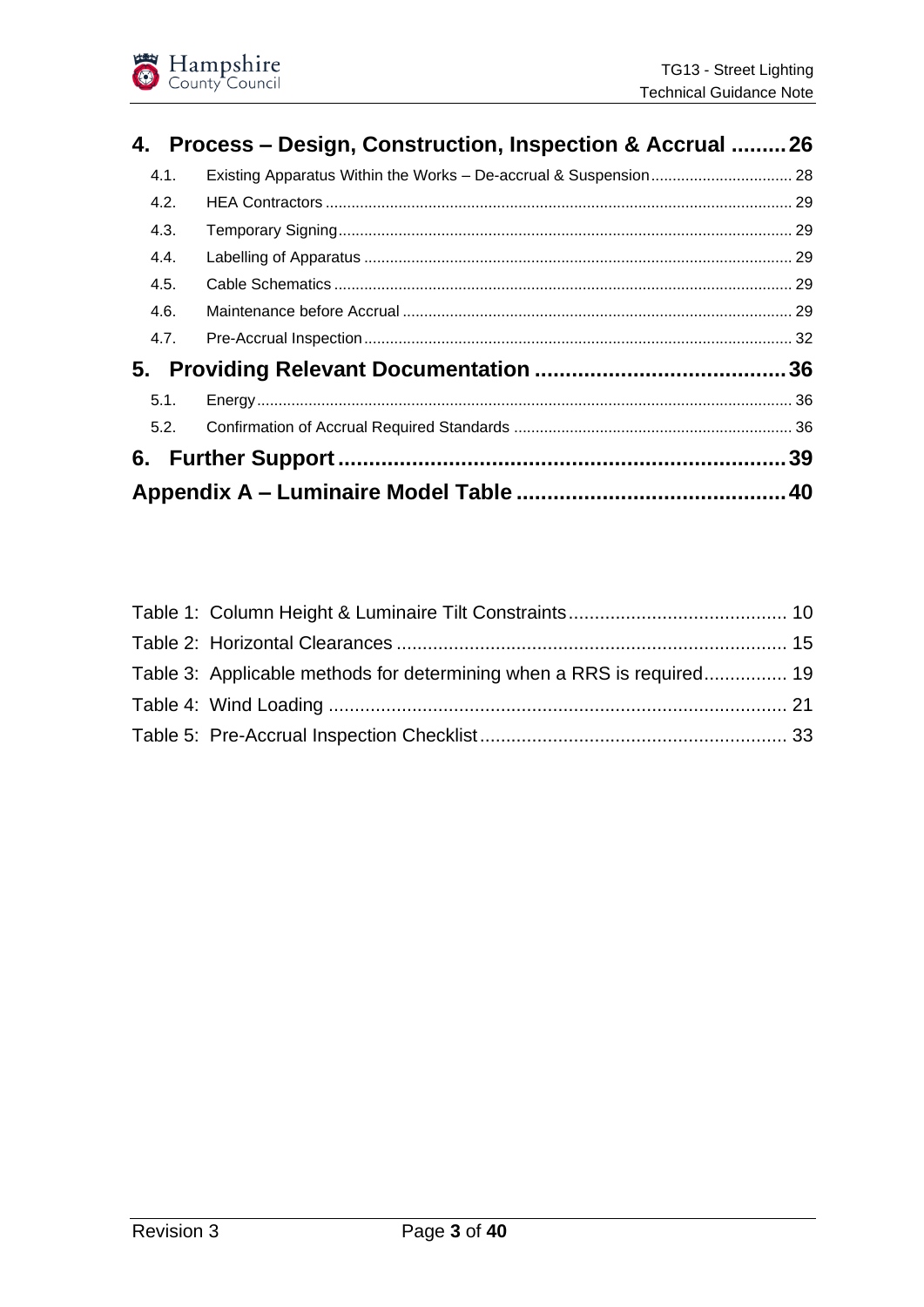**4. Process – Design, Construction, Inspection & Accrual ......... 26**

4.1. Existing Apparatus Within the Works – De-accrual & Suspension ................................ 28
4.2. HEA Contractors ................................................................................................ 29
4.3. Temporary Signing ................................................................................................ 29
4.4. Labelling of Apparatus ................................................................................................ 29
4.5. Cable Schematics ................................................................................................ 29
4.6. Maintenance before Accrual ................................................................................................ 29
4.7. Pre-Accrual Inspection ................................................................................................ 32

**5. Providing Relevant Documentation ........................................ 36**

5.1. Energy ................................................................................................ 36
5.2. Confirmation of Accrual Required Standards ................................................................ 36

**6. Further Support ........................................................................ 39**

**Appendix A – Luminaire Model Table ............................................ 40**

Table 1: Column Height & Luminaire Tilt Constraints ......................................... 10
Table 2: Horizontal Clearances .......................................................................... 15
Table 3: Applicable methods for determining when a RRS is required ................ 19
Table 4: Wind Loading ........................................................................................ 21
Table 5: Pre-Accrual Inspection Checklist ........................................................... 33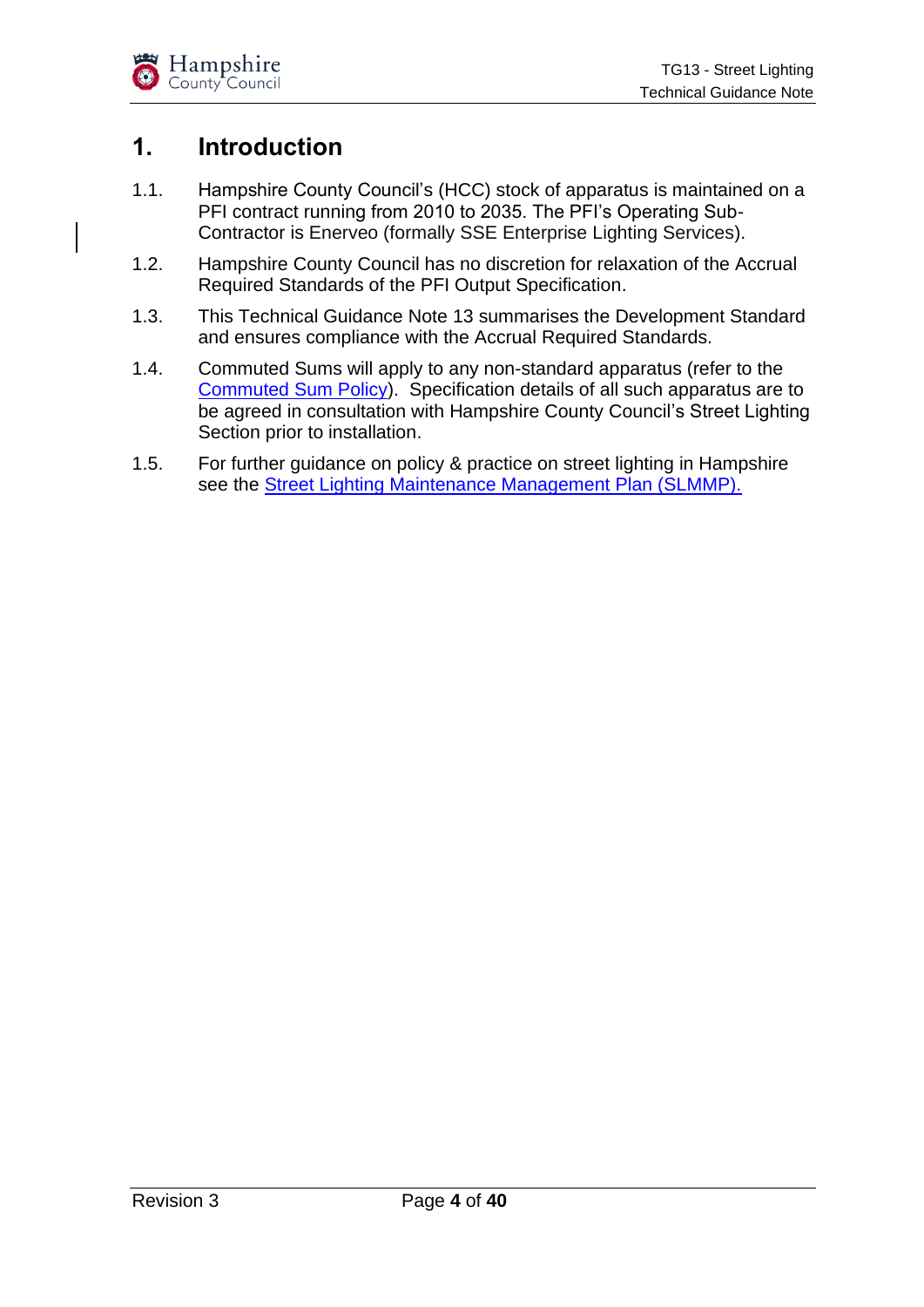# 1. Introduction

1.1. Hampshire County Council's (HCC) stock of apparatus is maintained on a PFI contract running from 2010 to 2035. The PFI's Operating Sub-Contractor is Enerveo (formally SSE Enterprise Lighting Services).

1.2. Hampshire County Council has no discretion for relaxation of the Accrual Required Standards of the PFI Output Specification.

1.3. This Technical Guidance Note 13 summarises the Development Standard and ensures compliance with the Accrual Required Standards.

1.4. Commuted Sums will apply to any non-standard apparatus (refer to the Commuted Sum Policy). Specification details of all such apparatus are to be agreed in consultation with Hampshire County Council's Street Lighting Section prior to installation.

1.5. For further guidance on policy & practice on street lighting in Hampshire see the Street Lighting Maintenance Management Plan (SLMMP).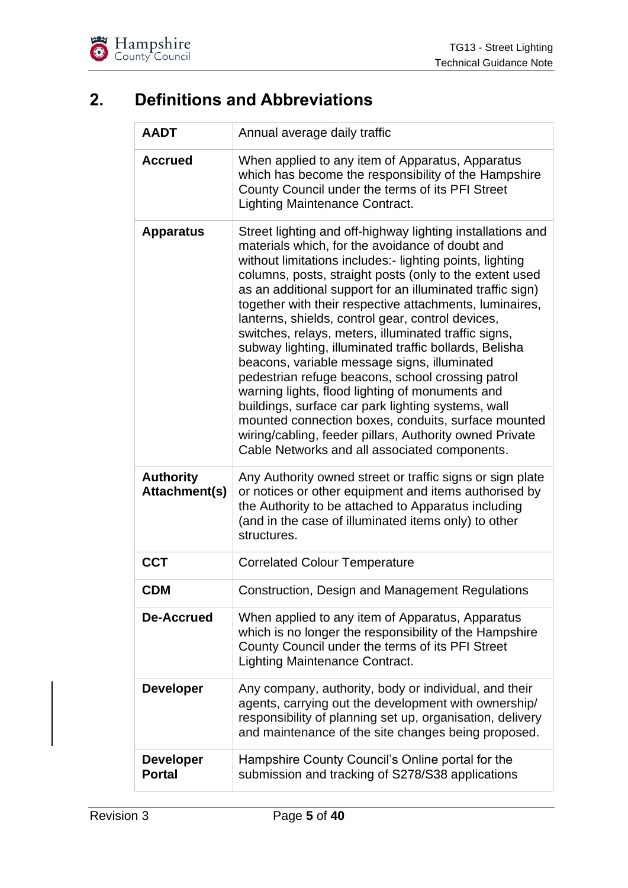## 2. Definitions and Abbreviations

| | |
|---|---|
| **AADT** | Annual average daily traffic |
| **Accrued** | When applied to any item of Apparatus, Apparatus which has become the responsibility of the Hampshire County Council under the terms of its PFI Street Lighting Maintenance Contract. |
| **Apparatus** | Street lighting and off-highway lighting installations and materials which, for the avoidance of doubt and without limitations includes:- lighting points, lighting columns, posts, straight posts (only to the extent used as an additional support for an illuminated traffic sign) together with their respective attachments, luminaires, lanterns, shields, control gear, control devices, switches, relays, meters, illuminated traffic signs, subway lighting, illuminated traffic bollards, Belisha beacons, variable message signs, illuminated pedestrian refuge beacons, school crossing patrol warning lights, flood lighting of monuments and buildings, surface car park lighting systems, wall mounted connection boxes, conduits, surface mounted wiring/cabling, feeder pillars, Authority owned Private Cable Networks and all associated components. |
| **Authority Attachment(s)** | Any Authority owned street or traffic signs or sign plate or notices or other equipment and items authorised by the Authority to be attached to Apparatus including (and in the case of illuminated items only) to other structures. |
| **CCT** | Correlated Colour Temperature |
| **CDM** | Construction, Design and Management Regulations |
| **De-Accrued** | When applied to any item of Apparatus, Apparatus which is no longer the responsibility of the Hampshire County Council under the terms of its PFI Street Lighting Maintenance Contract. |
| **Developer** | Any company, authority, body or individual, and their agents, carrying out the development with ownership/ responsibility of planning set up, organisation, delivery and maintenance of the site changes being proposed. |
| **Developer Portal** | Hampshire County Council's Online portal for the submission and tracking of S278/S38 applications |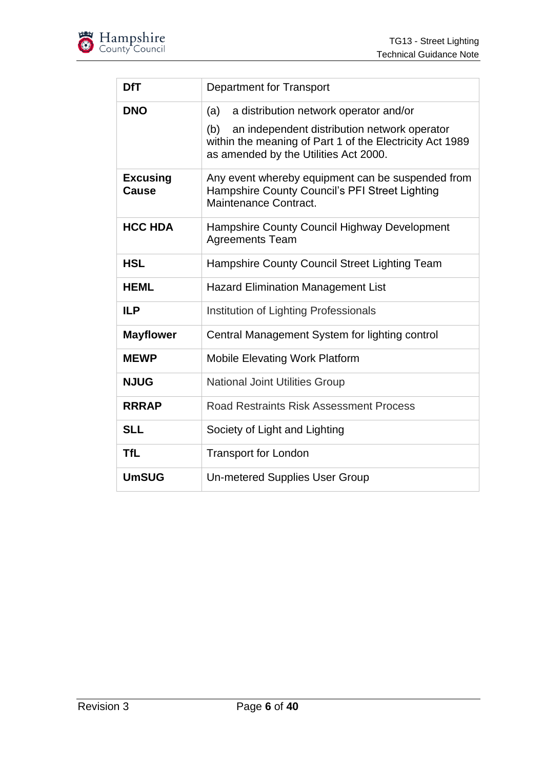| | |
|---|---|
| **DfT** | Department for Transport |
| **DNO** | (a) a distribution network operator and/or<br><br>(b) an independent distribution network operator within the meaning of Part 1 of the Electricity Act 1989 as amended by the Utilities Act 2000. |
| **Excusing Cause** | Any event whereby equipment can be suspended from Hampshire County Council's PFI Street Lighting Maintenance Contract. |
| **HCC HDA** | Hampshire County Council Highway Development Agreements Team |
| **HSL** | Hampshire County Council Street Lighting Team |
| **HEML** | Hazard Elimination Management List |
| **ILP** | Institution of Lighting Professionals |
| **Mayflower** | Central Management System for lighting control |
| **MEWP** | Mobile Elevating Work Platform |
| **NJUG** | National Joint Utilities Group |
| **RRRAP** | Road Restraints Risk Assessment Process |
| **SLL** | Society of Light and Lighting |
| **TfL** | Transport for London |
| **UmSUG** | Un-metered Supplies User Group |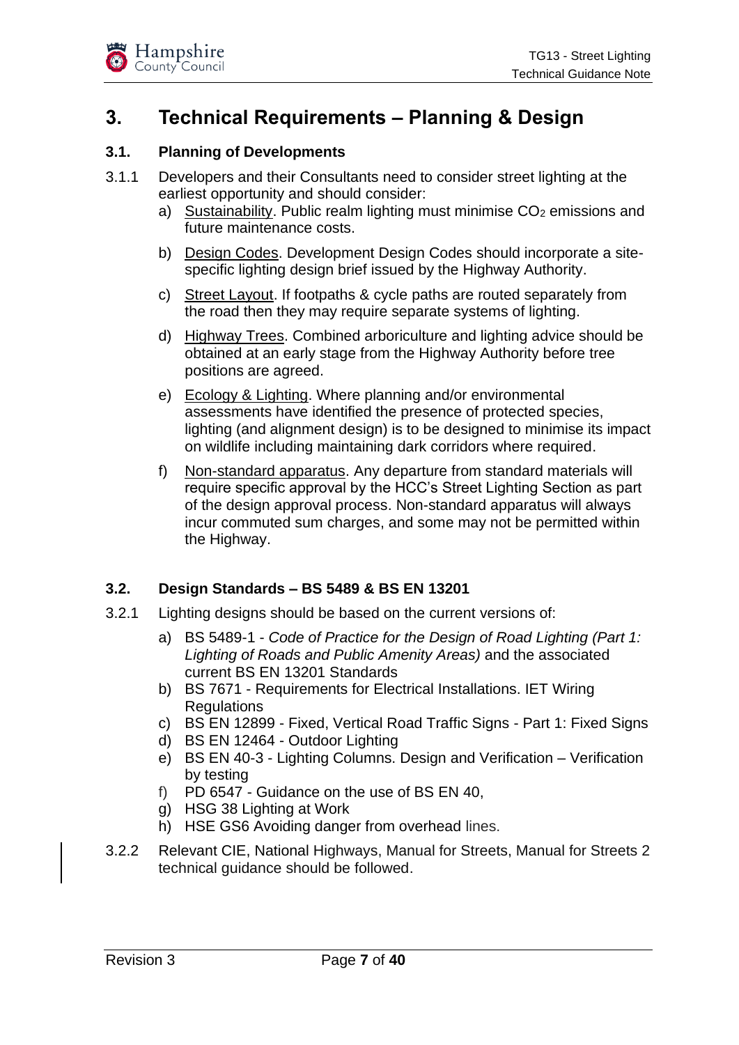# 3. Technical Requirements – Planning & Design

## 3.1. Planning of Developments

3.1.1 Developers and their Consultants need to consider street lighting at the earliest opportunity and should consider:

a) Sustainability. Public realm lighting must minimise $CO_2$ emissions and future maintenance costs.

b) Design Codes. Development Design Codes should incorporate a site-specific lighting design brief issued by the Highway Authority.

c) Street Layout. If footpaths & cycle paths are routed separately from the road then they may require separate systems of lighting.

d) Highway Trees. Combined arboriculture and lighting advice should be obtained at an early stage from the Highway Authority before tree positions are agreed.

e) Ecology & Lighting. Where planning and/or environmental assessments have identified the presence of protected species, lighting (and alignment design) is to be designed to minimise its impact on wildlife including maintaining dark corridors where required.

f) Non-standard apparatus. Any departure from standard materials will require specific approval by the HCC's Street Lighting Section as part of the design approval process. Non-standard apparatus will always incur commuted sum charges, and some may not be permitted within the Highway.

## 3.2. Design Standards – BS 5489 & BS EN 13201

3.2.1 Lighting designs should be based on the current versions of:

a) BS 5489-1 - *Code of Practice for the Design of Road Lighting (Part 1: Lighting of Roads and Public Amenity Areas)* and the associated current BS EN 13201 Standards
b) BS 7671 - Requirements for Electrical Installations. IET Wiring Regulations
c) BS EN 12899 - Fixed, Vertical Road Traffic Signs - Part 1: Fixed Signs
d) BS EN 12464 - Outdoor Lighting
e) BS EN 40-3 - Lighting Columns. Design and Verification – Verification by testing
f) PD 6547 - Guidance on the use of BS EN 40,
g) HSG 38 Lighting at Work
h) HSE GS6 Avoiding danger from overhead lines.

3.2.2 Relevant CIE, National Highways, Manual for Streets, Manual for Streets 2 technical guidance should be followed.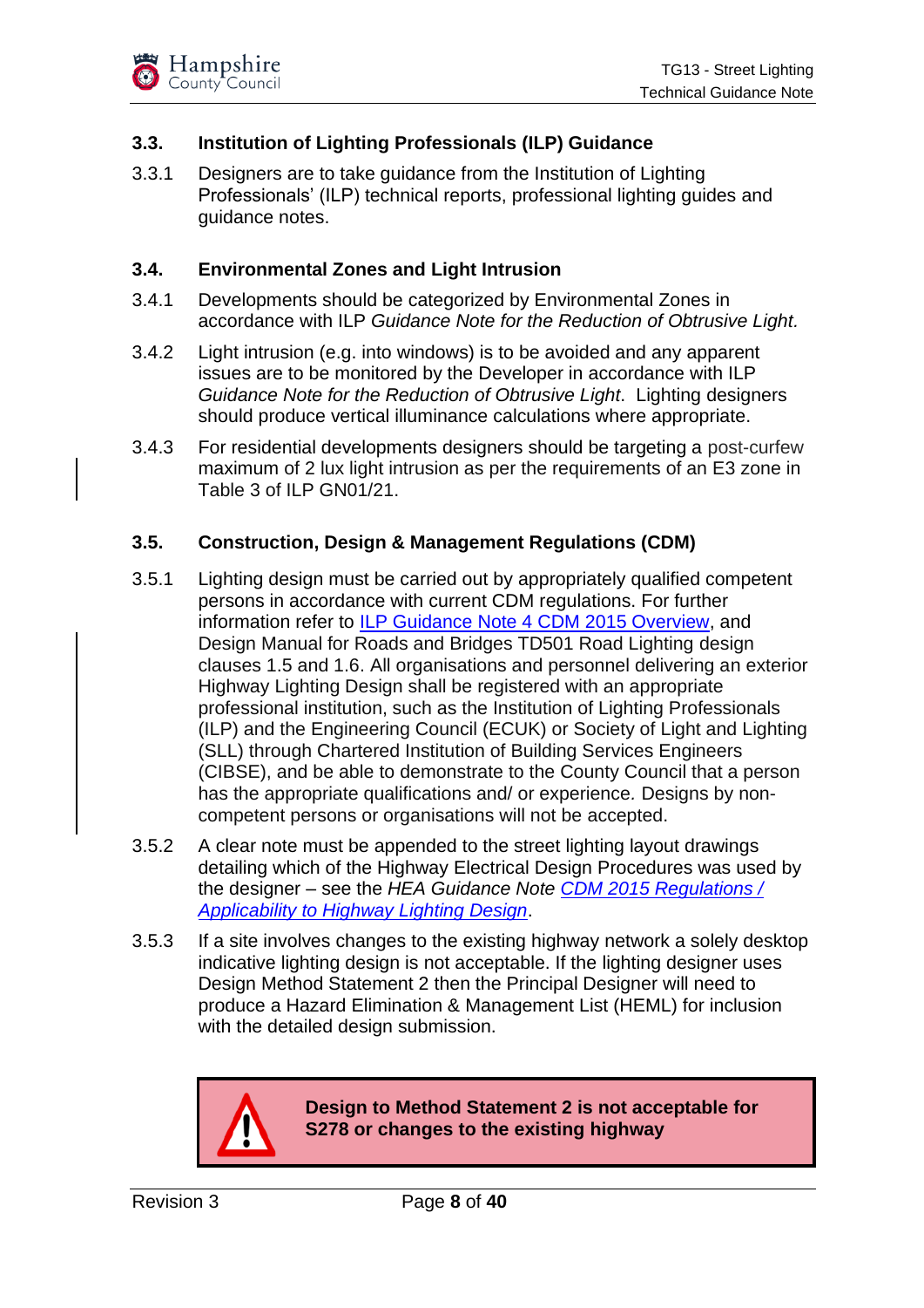### 3.3. Institution of Lighting Professionals (ILP) Guidance

3.3.1 Designers are to take guidance from the Institution of Lighting Professionals' (ILP) technical reports, professional lighting guides and guidance notes.

### 3.4. Environmental Zones and Light Intrusion

3.4.1 Developments should be categorized by Environmental Zones in accordance with ILP *Guidance Note for the Reduction of Obtrusive Light.*

3.4.2 Light intrusion (e.g. into windows) is to be avoided and any apparent issues are to be monitored by the Developer in accordance with ILP *Guidance Note for the Reduction of Obtrusive Light*. Lighting designers should produce vertical illuminance calculations where appropriate.

3.4.3 For residential developments designers should be targeting a post-curfew maximum of 2 lux light intrusion as per the requirements of an E3 zone in Table 3 of ILP GN01/21.

### 3.5. Construction, Design & Management Regulations (CDM)

3.5.1 Lighting design must be carried out by appropriately qualified competent persons in accordance with current CDM regulations. For further information refer to ILP Guidance Note 4 CDM 2015 Overview, and Design Manual for Roads and Bridges TD501 Road Lighting design clauses 1.5 and 1.6. All organisations and personnel delivering an exterior Highway Lighting Design shall be registered with an appropriate professional institution, such as the Institution of Lighting Professionals (ILP) and the Engineering Council (ECUK) or Society of Light and Lighting (SLL) through Chartered Institution of Building Services Engineers (CIBSE), and be able to demonstrate to the County Council that a person has the appropriate qualifications and/ or experience. Designs by non-competent persons or organisations will not be accepted.

3.5.2 A clear note must be appended to the street lighting layout drawings detailing which of the Highway Electrical Design Procedures was used by the designer – see the *HEA Guidance Note CDM 2015 Regulations / Applicability to Highway Lighting Design*.

3.5.3 If a site involves changes to the existing highway network a solely desktop indicative lighting design is not acceptable. If the lighting designer uses Design Method Statement 2 then the Principal Designer will need to produce a Hazard Elimination & Management List (HEML) for inclusion with the detailed design submission.

**Design to Method Statement 2 is not acceptable for S278 or changes to the existing highway**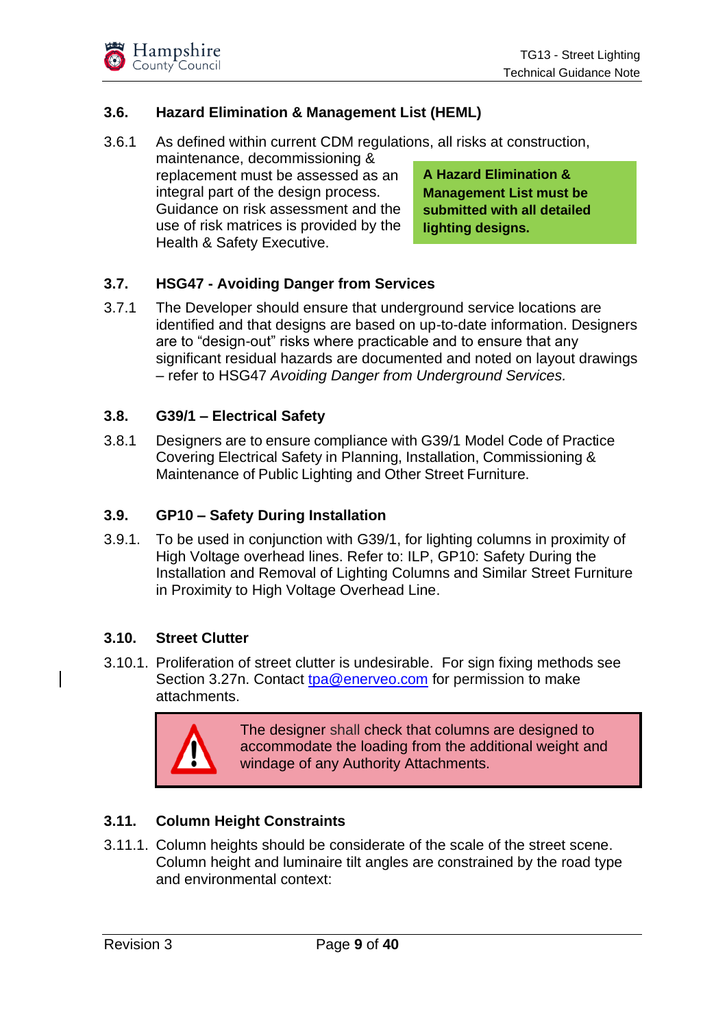### 3.6. Hazard Elimination & Management List (HEML)

3.6.1 As defined within current CDM regulations, all risks at construction, maintenance, decommissioning & replacement must be assessed as an integral part of the design process. Guidance on risk assessment and the use of risk matrices is provided by the Health & Safety Executive.

> **A Hazard Elimination & Management List must be submitted with all detailed lighting designs.**

### 3.7. HSG47 - Avoiding Danger from Services

3.7.1 The Developer should ensure that underground service locations are identified and that designs are based on up-to-date information. Designers are to "design-out" risks where practicable and to ensure that any significant residual hazards are documented and noted on layout drawings – refer to HSG47 *Avoiding Danger from Underground Services.*

### 3.8. G39/1 – Electrical Safety

3.8.1 Designers are to ensure compliance with G39/1 Model Code of Practice Covering Electrical Safety in Planning, Installation, Commissioning & Maintenance of Public Lighting and Other Street Furniture.

### 3.9. GP10 – Safety During Installation

3.9.1. To be used in conjunction with G39/1, for lighting columns in proximity of High Voltage overhead lines. Refer to: ILP, GP10: Safety During the Installation and Removal of Lighting Columns and Similar Street Furniture in Proximity to High Voltage Overhead Line.

### 3.10. Street Clutter

3.10.1. Proliferation of street clutter is undesirable. For sign fixing methods see Section 3.27n. Contact tpa@enerveo.com for permission to make attachments.

> ⚠ The designer shall check that columns are designed to accommodate the loading from the additional weight and windage of any Authority Attachments.

### 3.11. Column Height Constraints

3.11.1. Column heights should be considerate of the scale of the street scene. Column height and luminaire tilt angles are constrained by the road type and environmental context: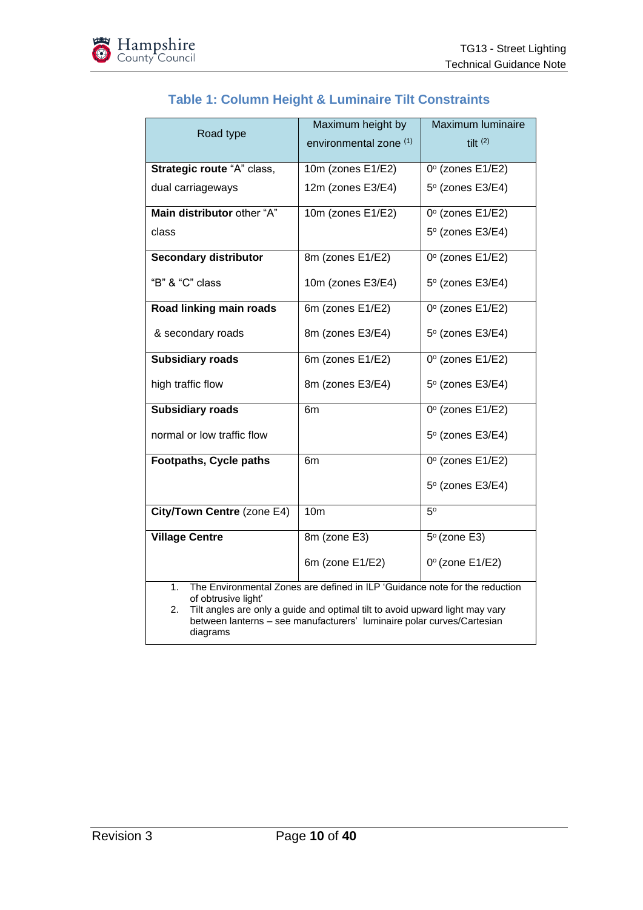## Table 1: Column Height & Luminaire Tilt Constraints

| Road type | Maximum height by environmental zone (1) | Maximum luminaire tilt (2) |
|---|---|---|
| **Strategic route** "A" class, dual carriageways | 10m (zones E1/E2)<br>12m (zones E3/E4) | 0° (zones E1/E2)<br>5° (zones E3/E4) |
| **Main distributor** other "A" class | 10m (zones E1/E2) | 0° (zones E1/E2)<br>5° (zones E3/E4) |
| **Secondary distributor**<br>"B" & "C" class | 8m (zones E1/E2)<br>10m (zones E3/E4) | 0° (zones E1/E2)<br>5° (zones E3/E4) |
| **Road linking main roads**<br>& secondary roads | 6m (zones E1/E2)<br>8m (zones E3/E4) | 0° (zones E1/E2)<br>5° (zones E3/E4) |
| **Subsidiary roads**<br>high traffic flow | 6m (zones E1/E2)<br>8m (zones E3/E4) | 0° (zones E1/E2)<br>5° (zones E3/E4) |
| **Subsidiary roads**<br>normal or low traffic flow | 6m | 0° (zones E1/E2)<br>5° (zones E3/E4) |
| **Footpaths, Cycle paths** | 6m | 0° (zones E1/E2)<br>5° (zones E3/E4) |
| **City/Town Centre** (zone E4) | 10m | 5° |
| **Village Centre** | 8m (zone E3)<br>6m (zone E1/E2) | 5° (zone E3)<br>0° (zone E1/E2) |

1. The Environmental Zones are defined in ILP 'Guidance note for the reduction of obtrusive light'
2. Tilt angles are only a guide and optimal tilt to avoid upward light may vary between lanterns – see manufacturers' luminaire polar curves/Cartesian diagrams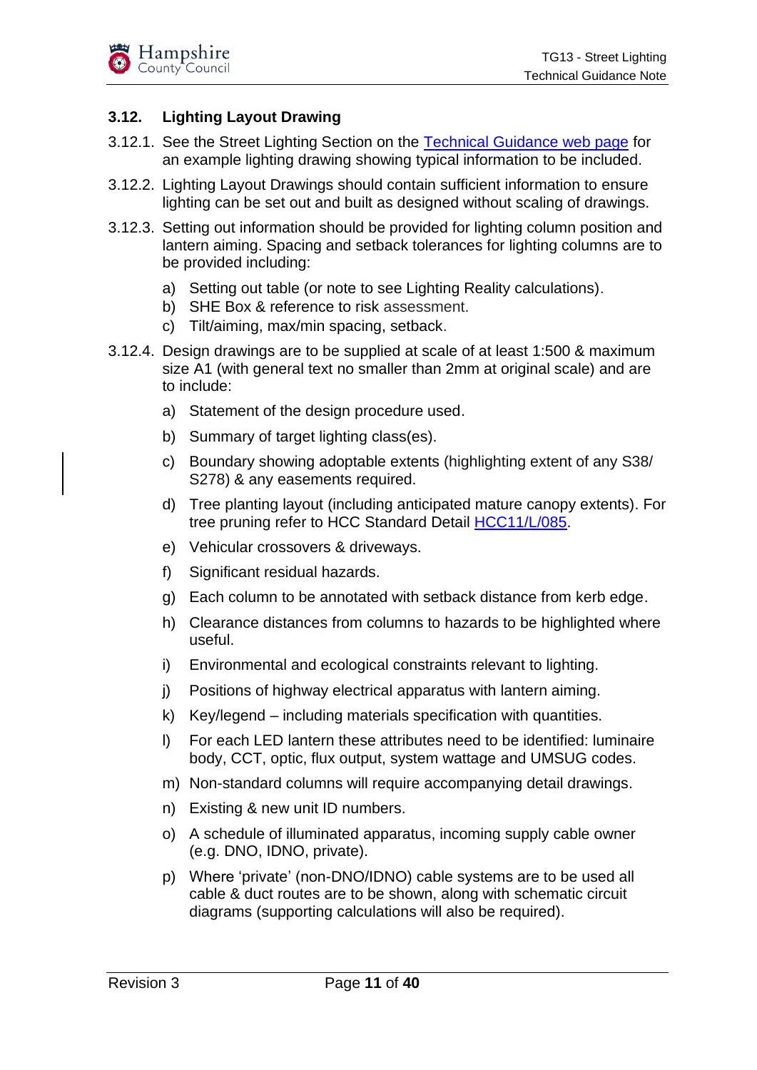### 3.12. Lighting Layout Drawing

3.12.1. See the Street Lighting Section on the [Technical Guidance web page]() for an example lighting drawing showing typical information to be included.

3.12.2. Lighting Layout Drawings should contain sufficient information to ensure lighting can be set out and built as designed without scaling of drawings.

3.12.3. Setting out information should be provided for lighting column position and lantern aiming. Spacing and setback tolerances for lighting columns are to be provided including:

a) Setting out table (or note to see Lighting Reality calculations).
b) SHE Box & reference to risk assessment.
c) Tilt/aiming, max/min spacing, setback.

3.12.4. Design drawings are to be supplied at scale of at least 1:500 & maximum size A1 (with general text no smaller than 2mm at original scale) and are to include:

a) Statement of the design procedure used.

b) Summary of target lighting class(es).

c) Boundary showing adoptable extents (highlighting extent of any S38/ S278) & any easements required.

d) Tree planting layout (including anticipated mature canopy extents). For tree pruning refer to HCC Standard Detail [HCC11/L/085]().

e) Vehicular crossovers & driveways.

f) Significant residual hazards.

g) Each column to be annotated with setback distance from kerb edge.

h) Clearance distances from columns to hazards to be highlighted where useful.

i) Environmental and ecological constraints relevant to lighting.

j) Positions of highway electrical apparatus with lantern aiming.

k) Key/legend – including materials specification with quantities.

l) For each LED lantern these attributes need to be identified: luminaire body, CCT, optic, flux output, system wattage and UMSUG codes.

m) Non-standard columns will require accompanying detail drawings.

n) Existing & new unit ID numbers.

o) A schedule of illuminated apparatus, incoming supply cable owner (e.g. DNO, IDNO, private).

p) Where 'private' (non-DNO/IDNO) cable systems are to be used all cable & duct routes are to be shown, along with schematic circuit diagrams (supporting calculations will also be required).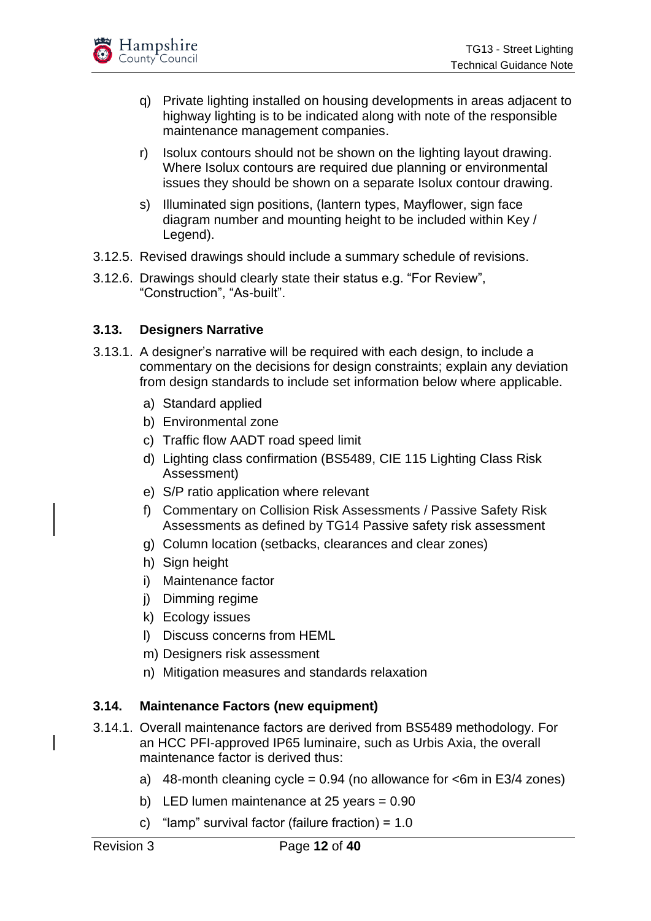q) Private lighting installed on housing developments in areas adjacent to highway lighting is to be indicated along with note of the responsible maintenance management companies.

r) Isolux contours should not be shown on the lighting layout drawing. Where Isolux contours are required due planning or environmental issues they should be shown on a separate Isolux contour drawing.

s) Illuminated sign positions, (lantern types, Mayflower, sign face diagram number and mounting height to be included within Key / Legend).

3.12.5. Revised drawings should include a summary schedule of revisions.

3.12.6. Drawings should clearly state their status e.g. "For Review", "Construction", "As-built".

### 3.13. Designers Narrative

3.13.1. A designer's narrative will be required with each design, to include a commentary on the decisions for design constraints; explain any deviation from design standards to include set information below where applicable.

a) Standard applied
b) Environmental zone
c) Traffic flow AADT road speed limit
d) Lighting class confirmation (BS5489, CIE 115 Lighting Class Risk Assessment)
e) S/P ratio application where relevant
f) Commentary on Collision Risk Assessments / Passive Safety Risk Assessments as defined by TG14 Passive safety risk assessment
g) Column location (setbacks, clearances and clear zones)
h) Sign height
i) Maintenance factor
j) Dimming regime
k) Ecology issues
l) Discuss concerns from HEML
m) Designers risk assessment
n) Mitigation measures and standards relaxation

### 3.14. Maintenance Factors (new equipment)

3.14.1. Overall maintenance factors are derived from BS5489 methodology. For an HCC PFI-approved IP65 luminaire, such as Urbis Axia, the overall maintenance factor is derived thus:

a) 48-month cleaning cycle = 0.94 (no allowance for <6m in E3/4 zones)

b) LED lumen maintenance at 25 years = 0.90

c) "lamp" survival factor (failure fraction) = 1.0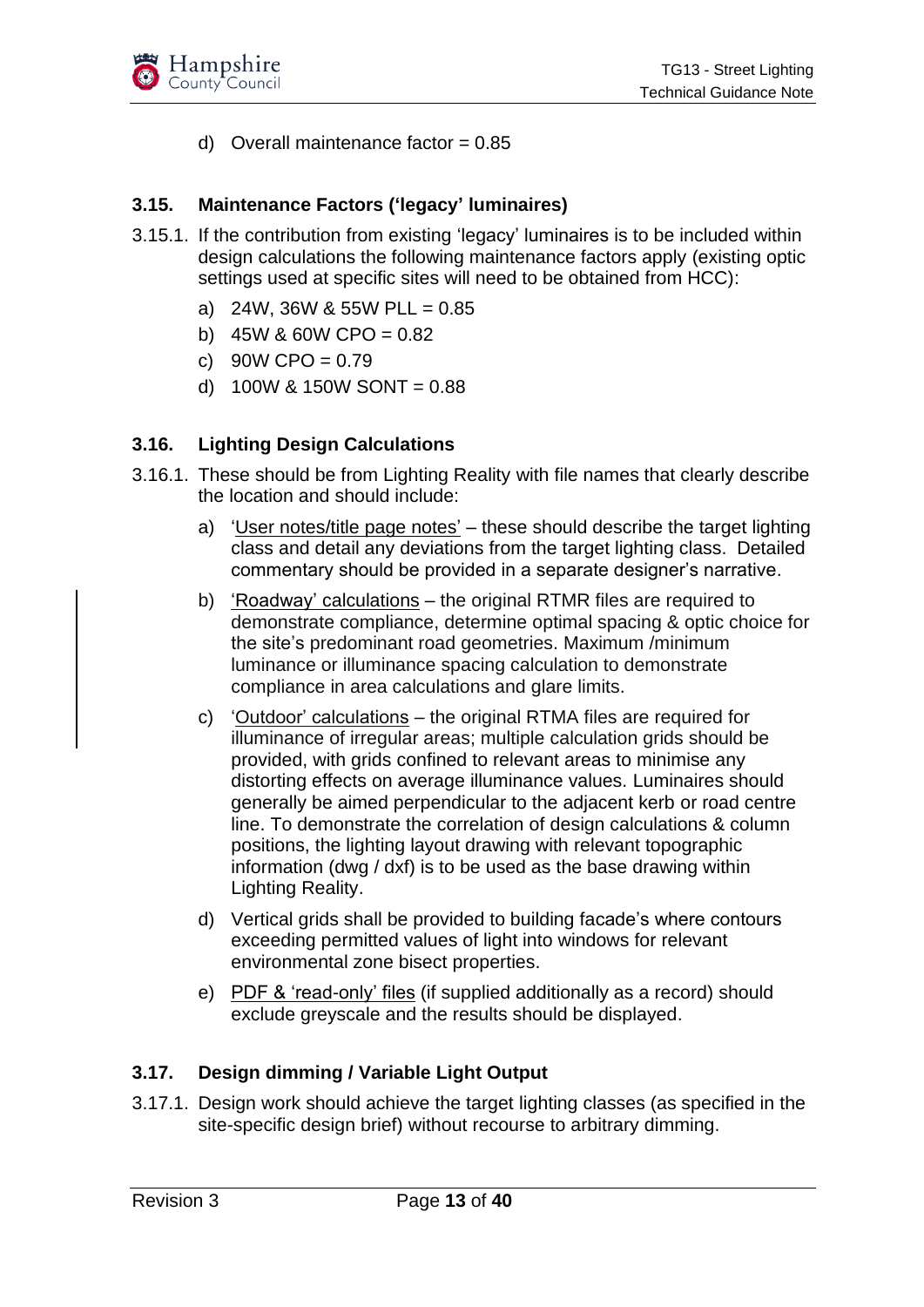d) Overall maintenance factor = 0.85

### 3.15. Maintenance Factors ('legacy' luminaires)

3.15.1. If the contribution from existing 'legacy' luminaires is to be included within design calculations the following maintenance factors apply (existing optic settings used at specific sites will need to be obtained from HCC):

a) 24W, 36W & 55W PLL = 0.85

b) 45W & 60W CPO = 0.82

c) 90W CPO = 0.79

d) 100W & 150W SONT = 0.88

### 3.16. Lighting Design Calculations

3.16.1. These should be from Lighting Reality with file names that clearly describe the location and should include:

a) 'User notes/title page notes' – these should describe the target lighting class and detail any deviations from the target lighting class. Detailed commentary should be provided in a separate designer's narrative.

b) 'Roadway' calculations – the original RTMR files are required to demonstrate compliance, determine optimal spacing & optic choice for the site's predominant road geometries. Maximum /minimum luminance or illuminance spacing calculation to demonstrate compliance in area calculations and glare limits.

c) 'Outdoor' calculations – the original RTMA files are required for illuminance of irregular areas; multiple calculation grids should be provided, with grids confined to relevant areas to minimise any distorting effects on average illuminance values. Luminaires should generally be aimed perpendicular to the adjacent kerb or road centre line. To demonstrate the correlation of design calculations & column positions, the lighting layout drawing with relevant topographic information (dwg / dxf) is to be used as the base drawing within Lighting Reality.

d) Vertical grids shall be provided to building facade's where contours exceeding permitted values of light into windows for relevant environmental zone bisect properties.

e) PDF & 'read-only' files (if supplied additionally as a record) should exclude greyscale and the results should be displayed.

### 3.17. Design dimming / Variable Light Output

3.17.1. Design work should achieve the target lighting classes (as specified in the site-specific design brief) without recourse to arbitrary dimming.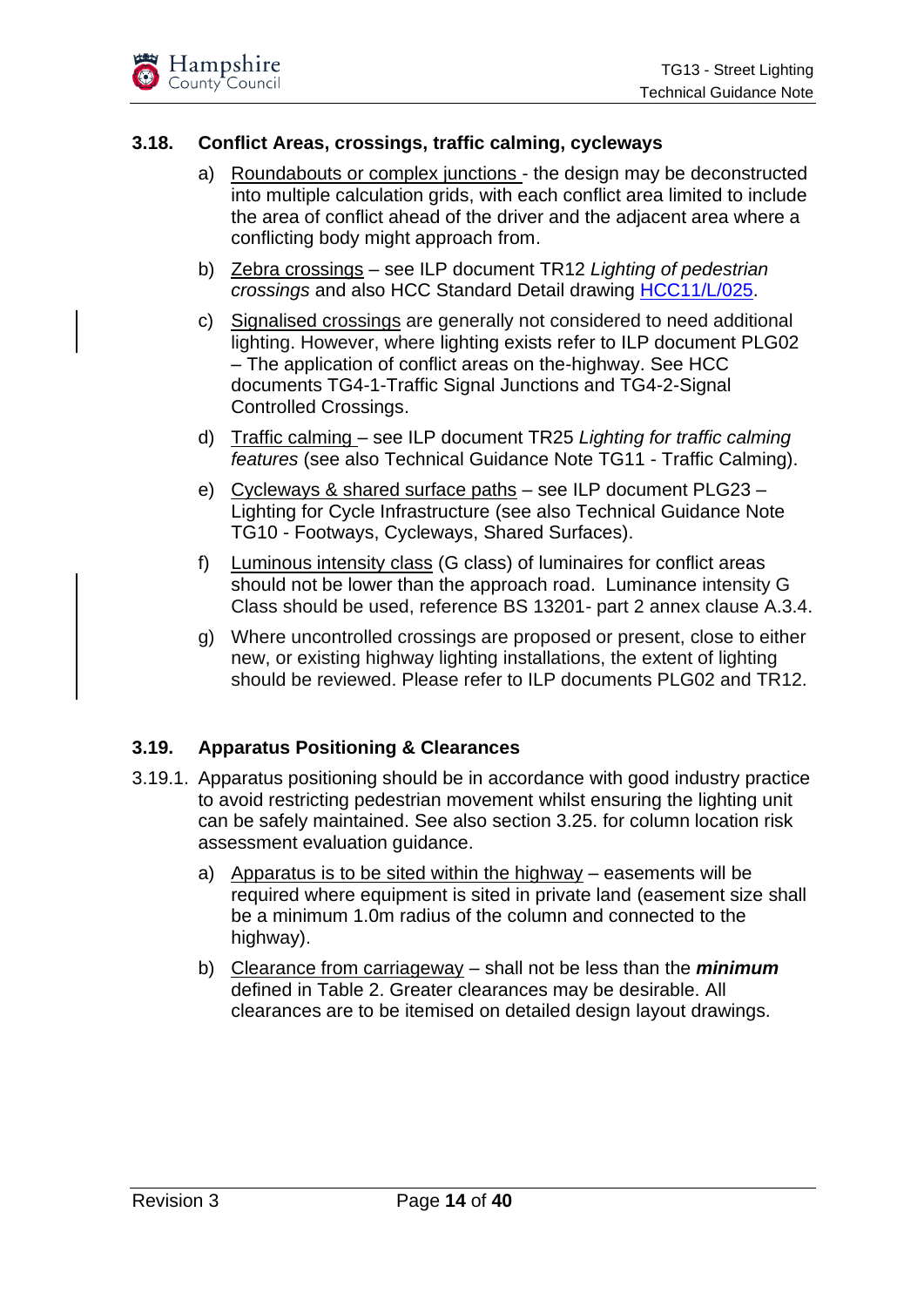### 3.18. Conflict Areas, crossings, traffic calming, cycleways

a) Roundabouts or complex junctions - the design may be deconstructed into multiple calculation grids, with each conflict area limited to include the area of conflict ahead of the driver and the adjacent area where a conflicting body might approach from.

b) Zebra crossings – see ILP document TR12 *Lighting of pedestrian crossings* and also HCC Standard Detail drawing HCC11/L/025.

c) Signalised crossings are generally not considered to need additional lighting. However, where lighting exists refer to ILP document PLG02 – The application of conflict areas on the-highway. See HCC documents TG4-1-Traffic Signal Junctions and TG4-2-Signal Controlled Crossings.

d) Traffic calming – see ILP document TR25 *Lighting for traffic calming features* (see also Technical Guidance Note TG11 - Traffic Calming).

e) Cycleways & shared surface paths – see ILP document PLG23 – Lighting for Cycle Infrastructure (see also Technical Guidance Note TG10 - Footways, Cycleways, Shared Surfaces).

f) Luminous intensity class (G class) of luminaires for conflict areas should not be lower than the approach road. Luminance intensity G Class should be used, reference BS 13201- part 2 annex clause A.3.4.

g) Where uncontrolled crossings are proposed or present, close to either new, or existing highway lighting installations, the extent of lighting should be reviewed. Please refer to ILP documents PLG02 and TR12.

### 3.19. Apparatus Positioning & Clearances

3.19.1. Apparatus positioning should be in accordance with good industry practice to avoid restricting pedestrian movement whilst ensuring the lighting unit can be safely maintained. See also section 3.25. for column location risk assessment evaluation guidance.

a) Apparatus is to be sited within the highway – easements will be required where equipment is sited in private land (easement size shall be a minimum 1.0m radius of the column and connected to the highway).

b) Clearance from carriageway – shall not be less than the ***minimum*** defined in Table 2. Greater clearances may be desirable. All clearances are to be itemised on detailed design layout drawings.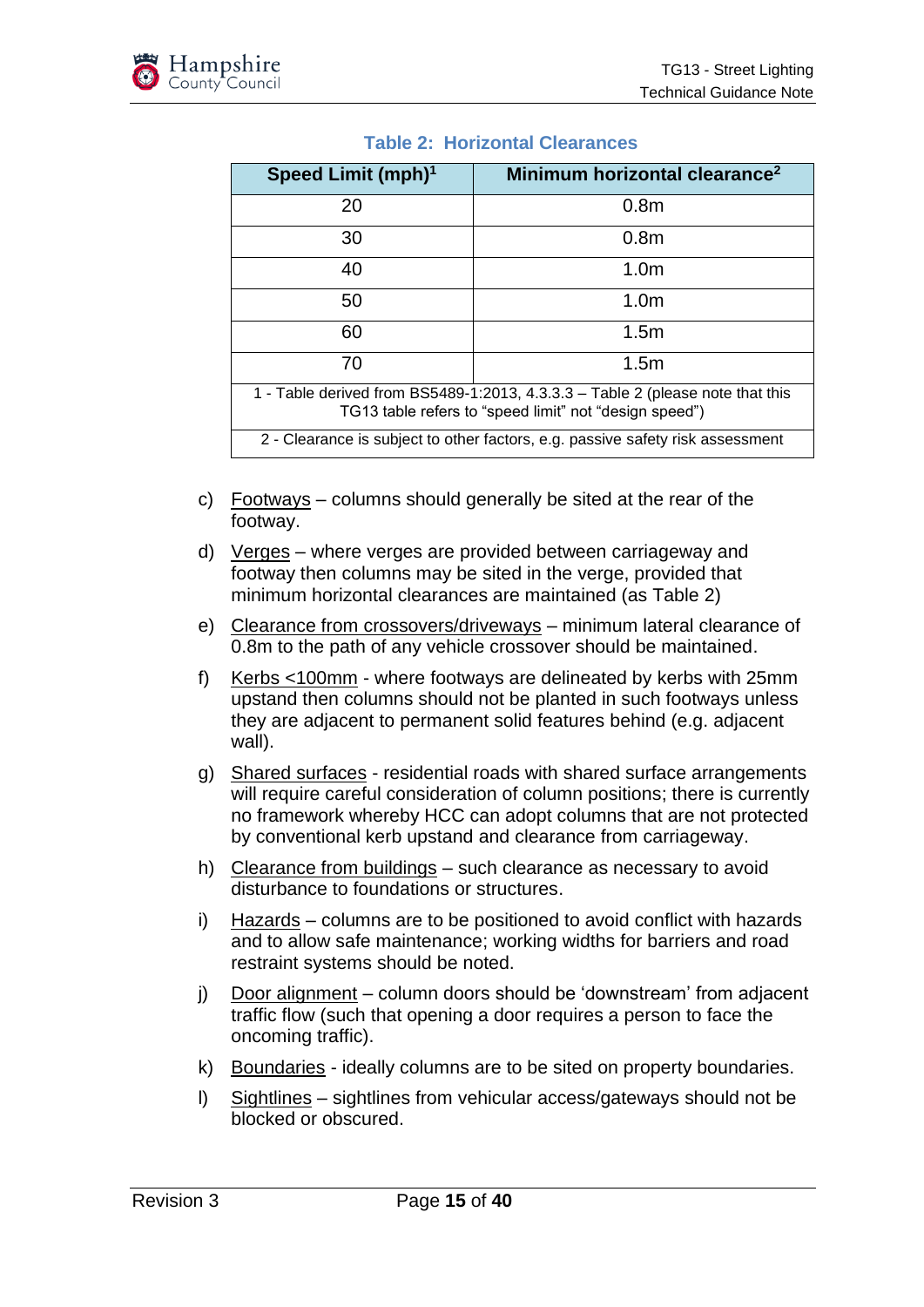**Table 2: Horizontal Clearances**

| Speed Limit (mph)[1] | Minimum horizontal clearance[2] |
|---|---|
| 20 | 0.8m |
| 30 | 0.8m |
| 40 | 1.0m |
| 50 | 1.0m |
| 60 | 1.5m |
| 70 | 1.5m |
| 1 - Table derived from BS5489-1:2013, 4.3.3.3 – Table 2 (please note that this TG13 table refers to "speed limit" not "design speed") | |
| 2 - Clearance is subject to other factors, e.g. passive safety risk assessment | |

c) Footways – columns should generally be sited at the rear of the footway.

d) Verges – where verges are provided between carriageway and footway then columns may be sited in the verge, provided that minimum horizontal clearances are maintained (as Table 2)

e) Clearance from crossovers/driveways – minimum lateral clearance of 0.8m to the path of any vehicle crossover should be maintained.

f) Kerbs <100mm - where footways are delineated by kerbs with 25mm upstand then columns should not be planted in such footways unless they are adjacent to permanent solid features behind (e.g. adjacent wall).

g) Shared surfaces - residential roads with shared surface arrangements will require careful consideration of column positions; there is currently no framework whereby HCC can adopt columns that are not protected by conventional kerb upstand and clearance from carriageway.

h) Clearance from buildings – such clearance as necessary to avoid disturbance to foundations or structures.

i) Hazards – columns are to be positioned to avoid conflict with hazards and to allow safe maintenance; working widths for barriers and road restraint systems should be noted.

j) Door alignment – column doors should be 'downstream' from adjacent traffic flow (such that opening a door requires a person to face the oncoming traffic).

k) Boundaries - ideally columns are to be sited on property boundaries.

l) Sightlines – sightlines from vehicular access/gateways should not be blocked or obscured.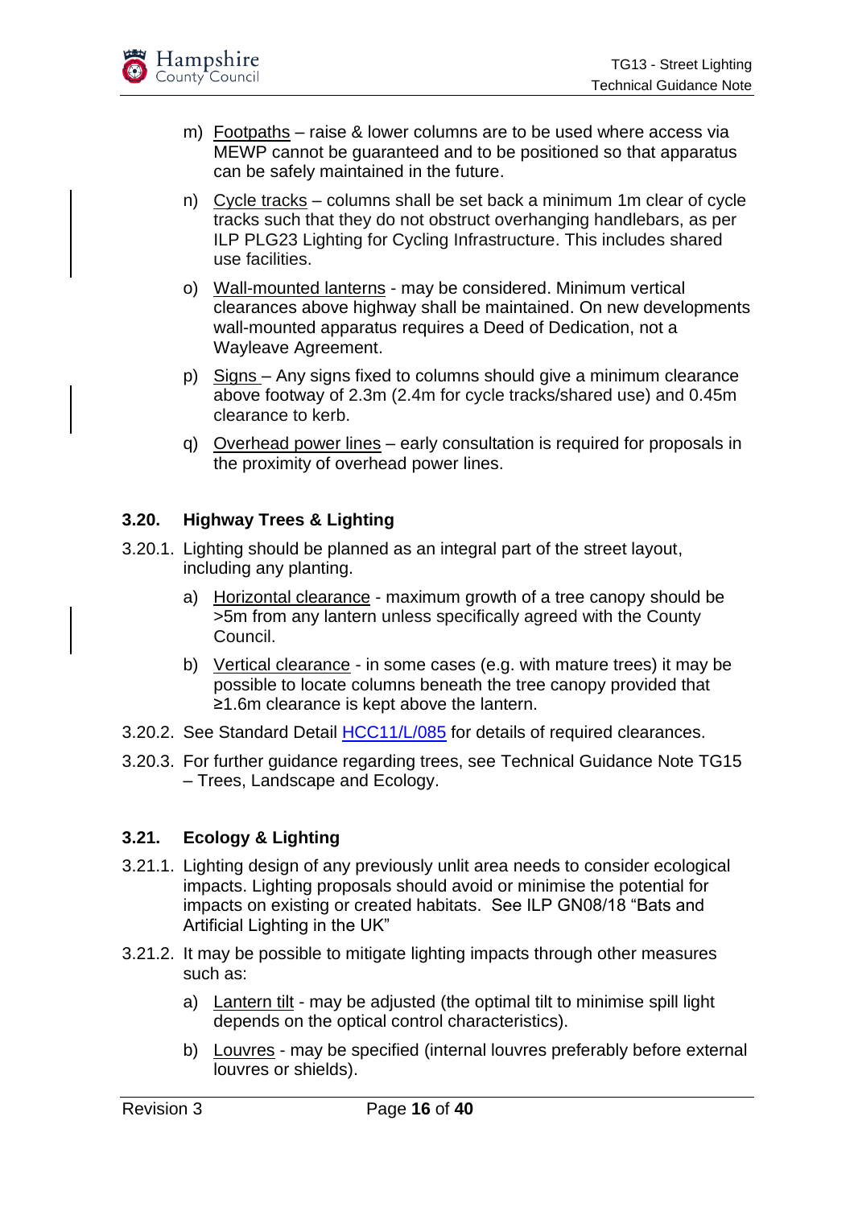m) Footpaths – raise & lower columns are to be used where access via MEWP cannot be guaranteed and to be positioned so that apparatus can be safely maintained in the future.

n) Cycle tracks – columns shall be set back a minimum 1m clear of cycle tracks such that they do not obstruct overhanging handlebars, as per ILP PLG23 Lighting for Cycling Infrastructure. This includes shared use facilities.

o) Wall-mounted lanterns - may be considered. Minimum vertical clearances above highway shall be maintained. On new developments wall-mounted apparatus requires a Deed of Dedication, not a Wayleave Agreement.

p) Signs – Any signs fixed to columns should give a minimum clearance above footway of 2.3m (2.4m for cycle tracks/shared use) and 0.45m clearance to kerb.

q) Overhead power lines – early consultation is required for proposals in the proximity of overhead power lines.

### 3.20. Highway Trees & Lighting

3.20.1. Lighting should be planned as an integral part of the street layout, including any planting.

a) Horizontal clearance - maximum growth of a tree canopy should be >5m from any lantern unless specifically agreed with the County Council.

b) Vertical clearance - in some cases (e.g. with mature trees) it may be possible to locate columns beneath the tree canopy provided that ≥1.6m clearance is kept above the lantern.

3.20.2. See Standard Detail HCC11/L/085 for details of required clearances.

3.20.3. For further guidance regarding trees, see Technical Guidance Note TG15 – Trees, Landscape and Ecology.

### 3.21. Ecology & Lighting

3.21.1. Lighting design of any previously unlit area needs to consider ecological impacts. Lighting proposals should avoid or minimise the potential for impacts on existing or created habitats. See ILP GN08/18 “Bats and Artificial Lighting in the UK”

3.21.2. It may be possible to mitigate lighting impacts through other measures such as:

a) Lantern tilt - may be adjusted (the optimal tilt to minimise spill light depends on the optical control characteristics).

b) Louvres - may be specified (internal louvres preferably before external louvres or shields).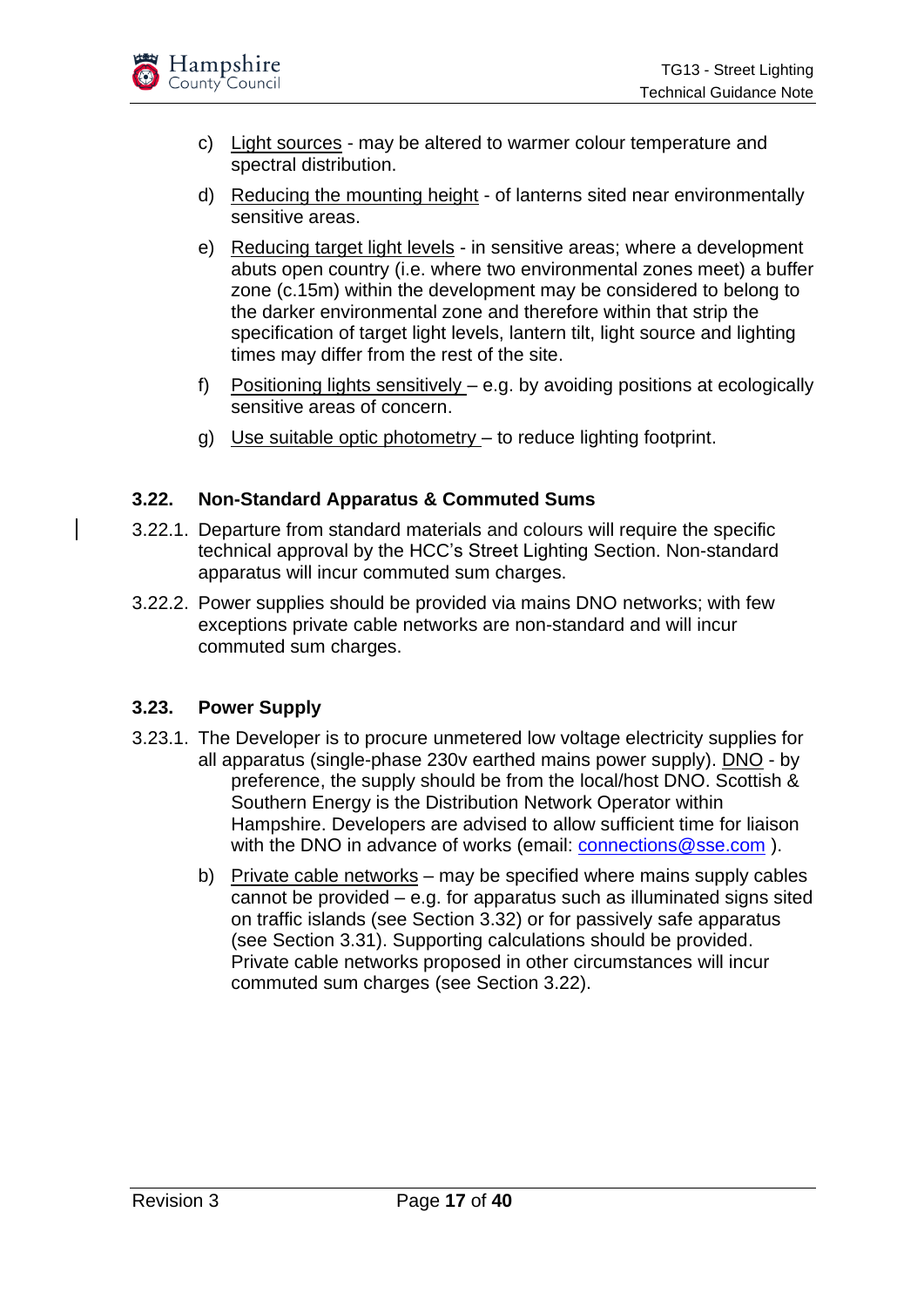c) Light sources - may be altered to warmer colour temperature and spectral distribution.

d) Reducing the mounting height - of lanterns sited near environmentally sensitive areas.

e) Reducing target light levels - in sensitive areas; where a development abuts open country (i.e. where two environmental zones meet) a buffer zone (c.15m) within the development may be considered to belong to the darker environmental zone and therefore within that strip the specification of target light levels, lantern tilt, light source and lighting times may differ from the rest of the site.

f) Positioning lights sensitively – e.g. by avoiding positions at ecologically sensitive areas of concern.

g) Use suitable optic photometry – to reduce lighting footprint.

### 3.22. Non-Standard Apparatus & Commuted Sums

3.22.1. Departure from standard materials and colours will require the specific technical approval by the HCC's Street Lighting Section. Non-standard apparatus will incur commuted sum charges.

3.22.2. Power supplies should be provided via mains DNO networks; with few exceptions private cable networks are non-standard and will incur commuted sum charges.

### 3.23. Power Supply

3.23.1. The Developer is to procure unmetered low voltage electricity supplies for all apparatus (single-phase 230v earthed mains power supply). DNO - by preference, the supply should be from the local/host DNO. Scottish & Southern Energy is the Distribution Network Operator within Hampshire. Developers are advised to allow sufficient time for liaison with the DNO in advance of works (email: connections@sse.com ).

b) Private cable networks – may be specified where mains supply cables cannot be provided – e.g. for apparatus such as illuminated signs sited on traffic islands (see Section 3.32) or for passively safe apparatus (see Section 3.31). Supporting calculations should be provided. Private cable networks proposed in other circumstances will incur commuted sum charges (see Section 3.22).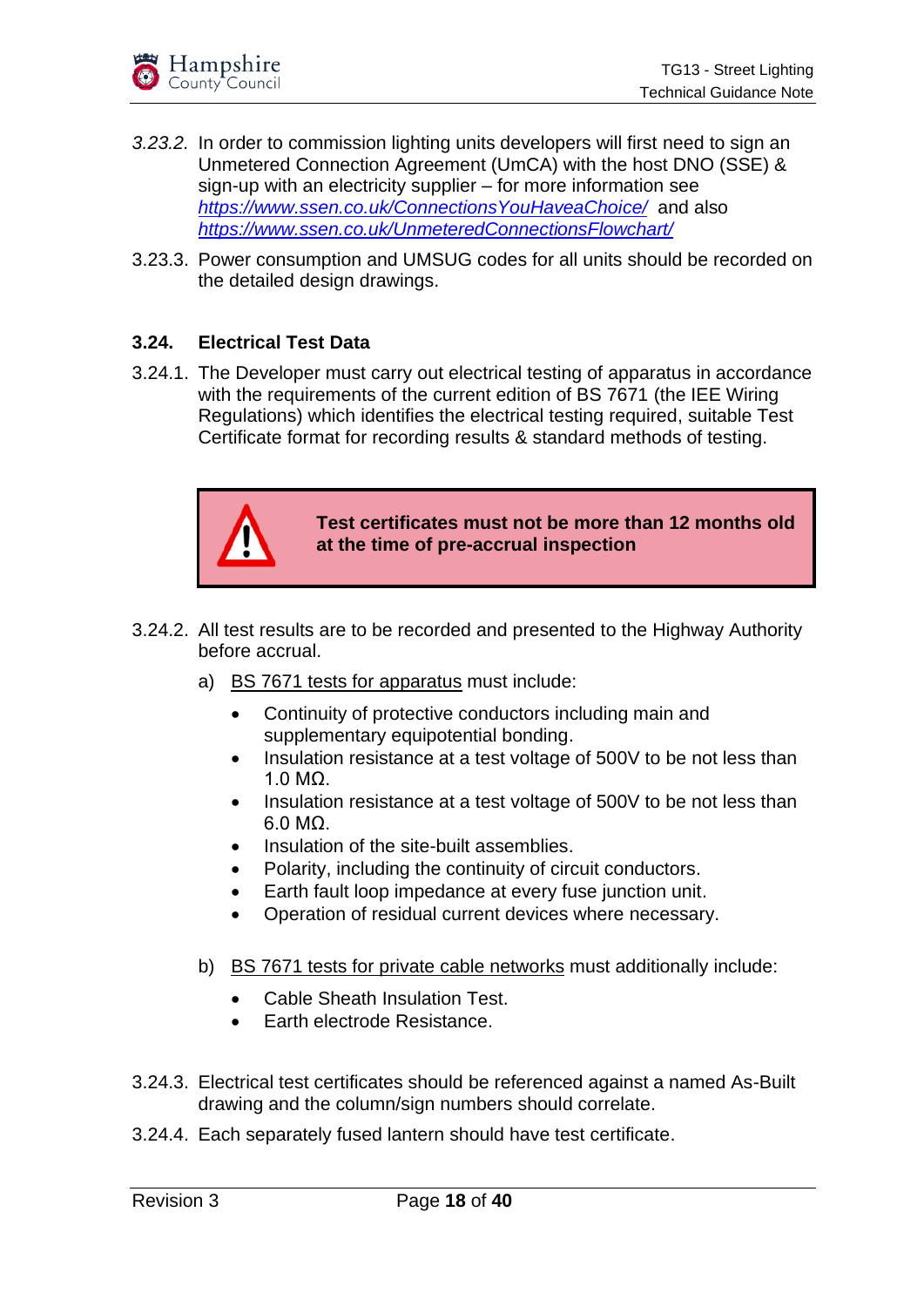*3.23.2.* In order to commission lighting units developers will first need to sign an Unmetered Connection Agreement (UmCA) with the host DNO (SSE) & sign-up with an electricity supplier – for more information see *https://www.ssen.co.uk/ConnectionsYouHaveaChoice/* and also *https://www.ssen.co.uk/UnmeteredConnectionsFlowchart/*

3.23.3. Power consumption and UMSUG codes for all units should be recorded on the detailed design drawings.

### 3.24. Electrical Test Data

3.24.1. The Developer must carry out electrical testing of apparatus in accordance with the requirements of the current edition of BS 7671 (the IEE Wiring Regulations) which identifies the electrical testing required, suitable Test Certificate format for recording results & standard methods of testing.

> **Test certificates must not be more than 12 months old at the time of pre-accrual inspection**

3.24.2. All test results are to be recorded and presented to the Highway Authority before accrual.

a) BS 7671 tests for apparatus must include:

- Continuity of protective conductors including main and supplementary equipotential bonding.
- Insulation resistance at a test voltage of 500V to be not less than 1.0 MΩ.
- Insulation resistance at a test voltage of 500V to be not less than 6.0 MΩ.
- Insulation of the site-built assemblies.
- Polarity, including the continuity of circuit conductors.
- Earth fault loop impedance at every fuse junction unit.
- Operation of residual current devices where necessary.

b) BS 7671 tests for private cable networks must additionally include:

- Cable Sheath Insulation Test.
- Earth electrode Resistance.

3.24.3. Electrical test certificates should be referenced against a named As-Built drawing and the column/sign numbers should correlate.

3.24.4. Each separately fused lantern should have test certificate.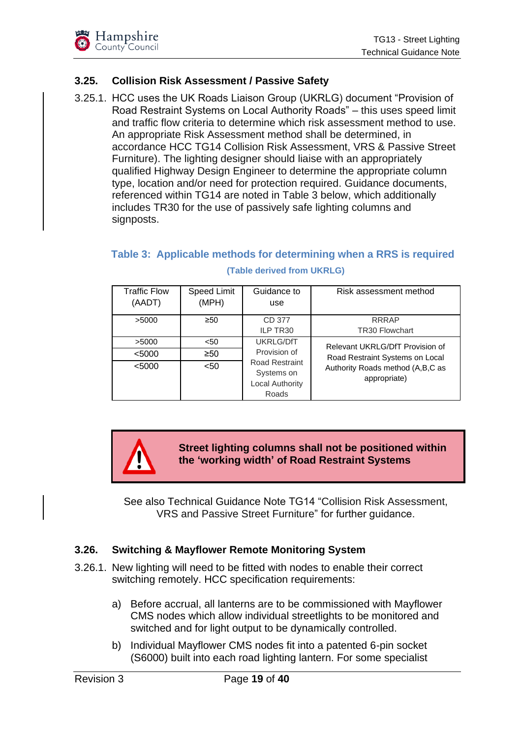### 3.25. Collision Risk Assessment / Passive Safety

3.25.1. HCC uses the UK Roads Liaison Group (UKRLG) document "Provision of Road Restraint Systems on Local Authority Roads" – this uses speed limit and traffic flow criteria to determine which risk assessment method to use. An appropriate Risk Assessment method shall be determined, in accordance HCC TG14 Collision Risk Assessment, VRS & Passive Street Furniture). The lighting designer should liaise with an appropriately qualified Highway Design Engineer to determine the appropriate column type, location and/or need for protection required. Guidance documents, referenced within TG14 are noted in Table 3 below, which additionally includes TR30 for the use of passively safe lighting columns and signposts.

**Table 3: Applicable methods for determining when a RRS is required**

**(Table derived from UKRLG)**

| Traffic Flow (AADT) | Speed Limit (MPH) | Guidance to use | Risk assessment method |
|---|---|---|---|
| >5000 | ≥50 | CD 377<br>ILP TR30 | RRRAP<br>TR30 Flowchart |
| >5000 | <50 | UKRLG/DfT Provision of Road Restraint Systems on Local Authority Roads | Relevant UKRLG/DfT Provision of Road Restraint Systems on Local Authority Roads method (A,B,C as appropriate) |
| <5000 | ≥50 | | |
| <5000 | <50 | | |

**Street lighting columns shall not be positioned within the 'working width' of Road Restraint Systems**

See also Technical Guidance Note TG14 "Collision Risk Assessment, VRS and Passive Street Furniture" for further guidance.

### 3.26. Switching & Mayflower Remote Monitoring System

3.26.1. New lighting will need to be fitted with nodes to enable their correct switching remotely. HCC specification requirements:

a) Before accrual, all lanterns are to be commissioned with Mayflower CMS nodes which allow individual streetlights to be monitored and switched and for light output to be dynamically controlled.

b) Individual Mayflower CMS nodes fit into a patented 6-pin socket (S6000) built into each road lighting lantern. For some specialist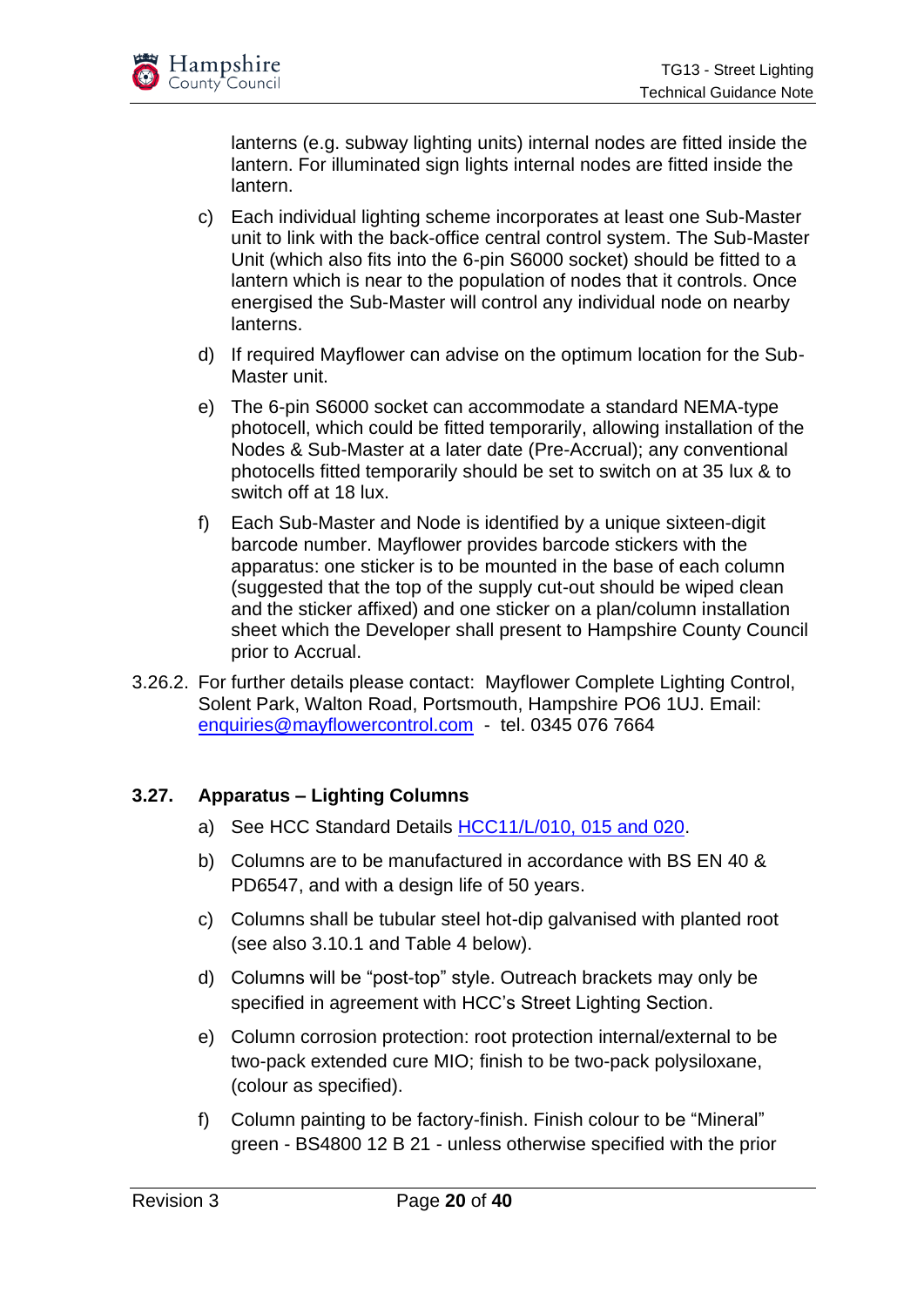lanterns (e.g. subway lighting units) internal nodes are fitted inside the lantern. For illuminated sign lights internal nodes are fitted inside the lantern.

c) Each individual lighting scheme incorporates at least one Sub-Master unit to link with the back-office central control system. The Sub-Master Unit (which also fits into the 6-pin S6000 socket) should be fitted to a lantern which is near to the population of nodes that it controls. Once energised the Sub-Master will control any individual node on nearby lanterns.

d) If required Mayflower can advise on the optimum location for the Sub-Master unit.

e) The 6-pin S6000 socket can accommodate a standard NEMA-type photocell, which could be fitted temporarily, allowing installation of the Nodes & Sub-Master at a later date (Pre-Accrual); any conventional photocells fitted temporarily should be set to switch on at 35 lux & to switch off at 18 lux.

f) Each Sub-Master and Node is identified by a unique sixteen-digit barcode number. Mayflower provides barcode stickers with the apparatus: one sticker is to be mounted in the base of each column (suggested that the top of the supply cut-out should be wiped clean and the sticker affixed) and one sticker on a plan/column installation sheet which the Developer shall present to Hampshire County Council prior to Accrual.

3.26.2. For further details please contact: Mayflower Complete Lighting Control, Solent Park, Walton Road, Portsmouth, Hampshire PO6 1UJ. Email: enquiries@mayflowercontrol.com - tel. 0345 076 7664

### 3.27. Apparatus – Lighting Columns

a) See HCC Standard Details HCC11/L/010, 015 and 020.

b) Columns are to be manufactured in accordance with BS EN 40 & PD6547, and with a design life of 50 years.

c) Columns shall be tubular steel hot-dip galvanised with planted root (see also 3.10.1 and Table 4 below).

d) Columns will be "post-top" style. Outreach brackets may only be specified in agreement with HCC's Street Lighting Section.

e) Column corrosion protection: root protection internal/external to be two-pack extended cure MIO; finish to be two-pack polysiloxane, (colour as specified).

f) Column painting to be factory-finish. Finish colour to be "Mineral" green - BS4800 12 B 21 - unless otherwise specified with the prior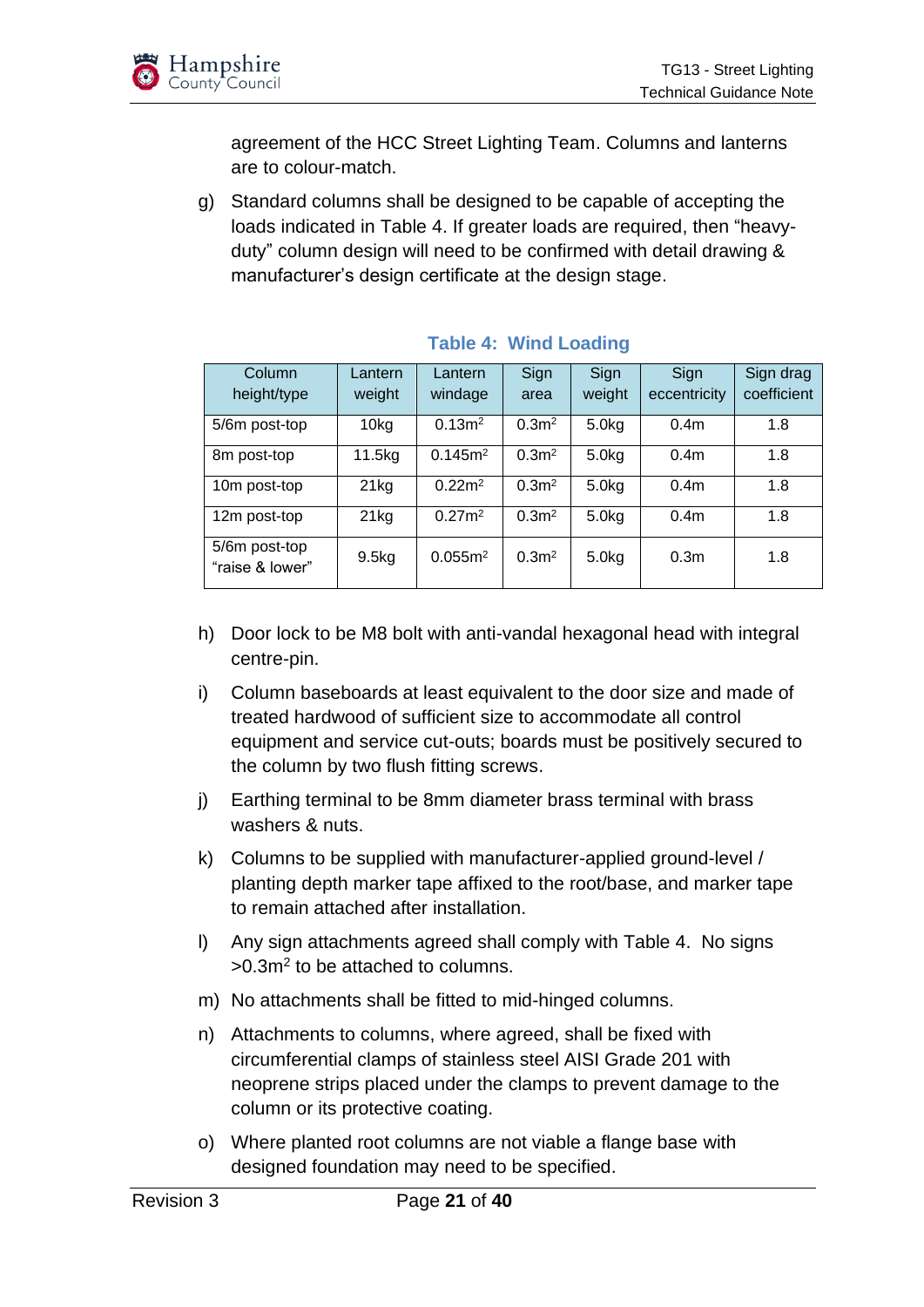agreement of the HCC Street Lighting Team. Columns and lanterns are to colour-match.

g) Standard columns shall be designed to be capable of accepting the loads indicated in Table 4. If greater loads are required, then "heavy-duty" column design will need to be confirmed with detail drawing & manufacturer's design certificate at the design stage.

**Table 4: Wind Loading**

| Column height/type | Lantern weight | Lantern windage | Sign area | Sign weight | Sign eccentricity | Sign drag coefficient |
|---|---|---|---|---|---|---|
| 5/6m post-top | 10kg | 0.13m$^2$ | 0.3m$^2$ | 5.0kg | 0.4m | 1.8 |
| 8m post-top | 11.5kg | 0.145m$^2$ | 0.3m$^2$ | 5.0kg | 0.4m | 1.8 |
| 10m post-top | 21kg | 0.22m$^2$ | 0.3m$^2$ | 5.0kg | 0.4m | 1.8 |
| 12m post-top | 21kg | 0.27m$^2$ | 0.3m$^2$ | 5.0kg | 0.4m | 1.8 |
| 5/6m post-top "raise & lower" | 9.5kg | 0.055m$^2$ | 0.3m$^2$ | 5.0kg | 0.3m | 1.8 |

h) Door lock to be M8 bolt with anti-vandal hexagonal head with integral centre-pin.

i) Column baseboards at least equivalent to the door size and made of treated hardwood of sufficient size to accommodate all control equipment and service cut-outs; boards must be positively secured to the column by two flush fitting screws.

j) Earthing terminal to be 8mm diameter brass terminal with brass washers & nuts.

k) Columns to be supplied with manufacturer-applied ground-level / planting depth marker tape affixed to the root/base, and marker tape to remain attached after installation.

l) Any sign attachments agreed shall comply with Table 4. No signs >0.3m$^2$ to be attached to columns.

m) No attachments shall be fitted to mid-hinged columns.

n) Attachments to columns, where agreed, shall be fixed with circumferential clamps of stainless steel AISI Grade 201 with neoprene strips placed under the clamps to prevent damage to the column or its protective coating.

o) Where planted root columns are not viable a flange base with designed foundation may need to be specified.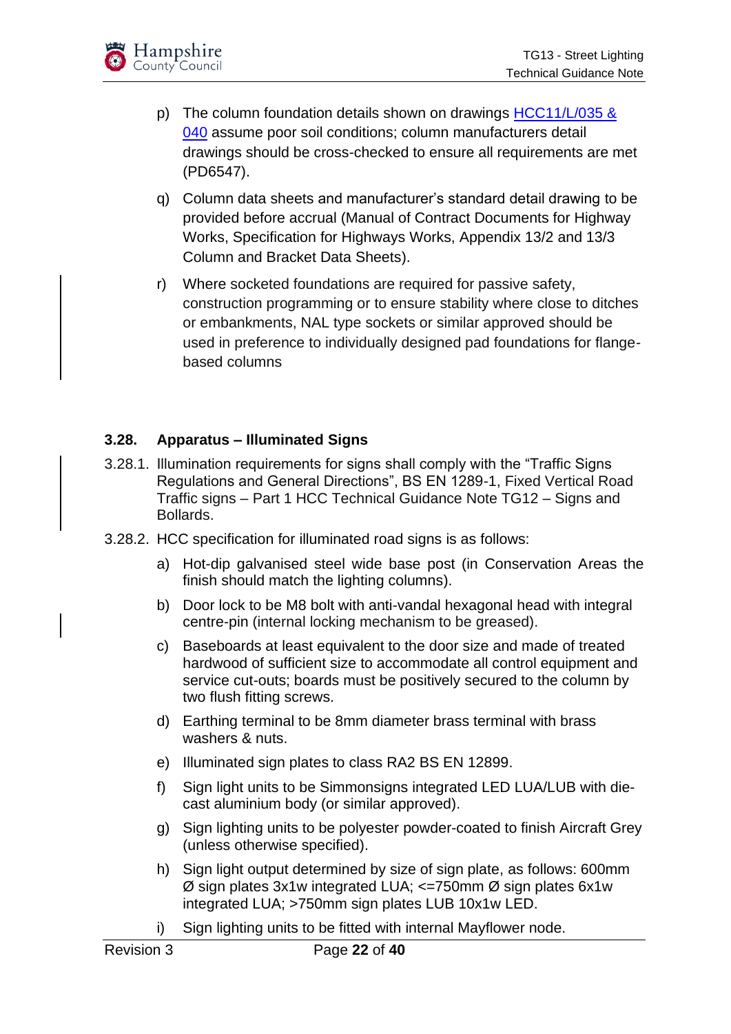p) The column foundation details shown on drawings [HCC11/L/035 & 040](#) assume poor soil conditions; column manufacturers detail drawings should be cross-checked to ensure all requirements are met (PD6547).

q) Column data sheets and manufacturer's standard detail drawing to be provided before accrual (Manual of Contract Documents for Highway Works, Specification for Highways Works, Appendix 13/2 and 13/3 Column and Bracket Data Sheets).

r) Where socketed foundations are required for passive safety, construction programming or to ensure stability where close to ditches or embankments, NAL type sockets or similar approved should be used in preference to individually designed pad foundations for flange-based columns

### 3.28. Apparatus – Illuminated Signs

3.28.1. Illumination requirements for signs shall comply with the "Traffic Signs Regulations and General Directions", BS EN 1289-1, Fixed Vertical Road Traffic signs – Part 1 HCC Technical Guidance Note TG12 – Signs and Bollards.

3.28.2. HCC specification for illuminated road signs is as follows:

a) Hot-dip galvanised steel wide base post (in Conservation Areas the finish should match the lighting columns).

b) Door lock to be M8 bolt with anti-vandal hexagonal head with integral centre-pin (internal locking mechanism to be greased).

c) Baseboards at least equivalent to the door size and made of treated hardwood of sufficient size to accommodate all control equipment and service cut-outs; boards must be positively secured to the column by two flush fitting screws.

d) Earthing terminal to be 8mm diameter brass terminal with brass washers & nuts.

e) Illuminated sign plates to class RA2 BS EN 12899.

f) Sign light units to be Simmonsigns integrated LED LUA/LUB with die-cast aluminium body (or similar approved).

g) Sign lighting units to be polyester powder-coated to finish Aircraft Grey (unless otherwise specified).

h) Sign light output determined by size of sign plate, as follows: 600mm Ø sign plates 3x1w integrated LUA; <=750mm Ø sign plates 6x1w integrated LUA; >750mm sign plates LUB 10x1w LED.

i) Sign lighting units to be fitted with internal Mayflower node.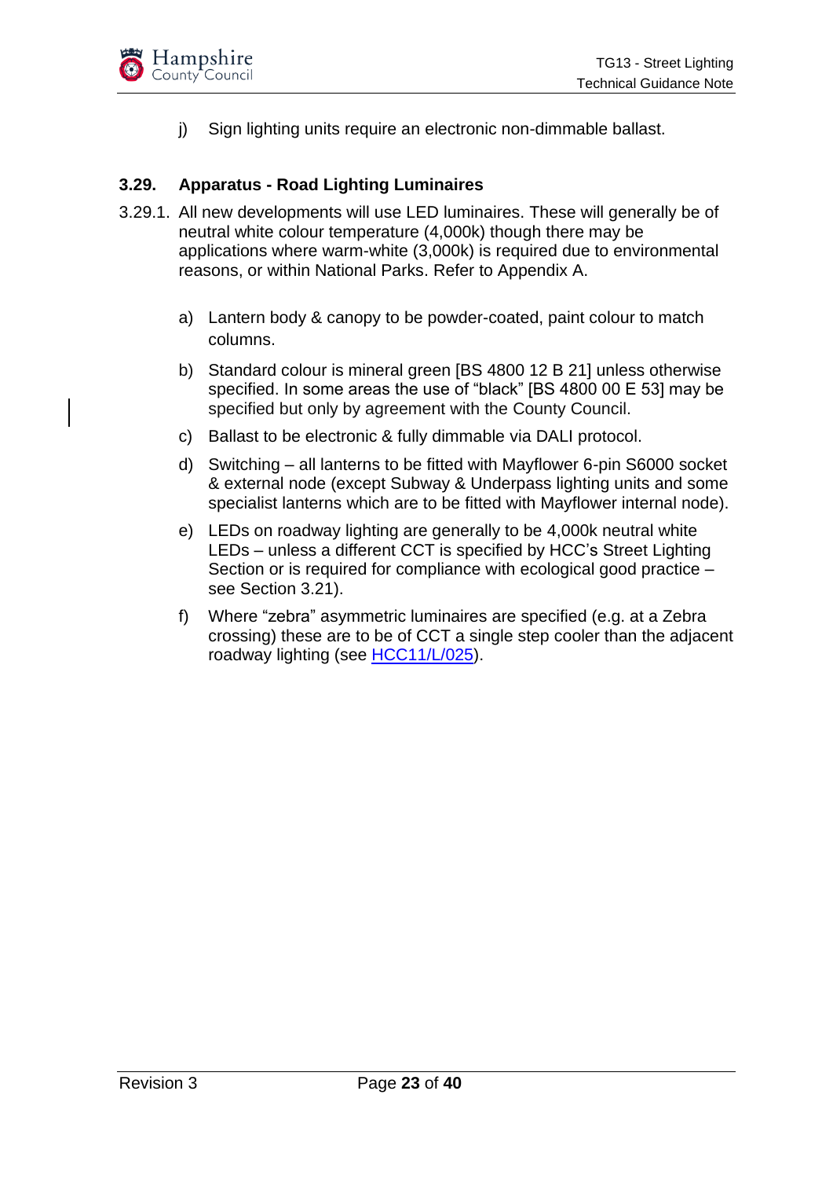j) Sign lighting units require an electronic non-dimmable ballast.

### 3.29. Apparatus - Road Lighting Luminaires

3.29.1. All new developments will use LED luminaires. These will generally be of neutral white colour temperature (4,000k) though there may be applications where warm-white (3,000k) is required due to environmental reasons, or within National Parks. Refer to Appendix A.

a) Lantern body & canopy to be powder-coated, paint colour to match columns.

b) Standard colour is mineral green [BS 4800 12 B 21] unless otherwise specified. In some areas the use of "black" [BS 4800 00 E 53] may be specified but only by agreement with the County Council.

c) Ballast to be electronic & fully dimmable via DALI protocol.

d) Switching – all lanterns to be fitted with Mayflower 6-pin S6000 socket & external node (except Subway & Underpass lighting units and some specialist lanterns which are to be fitted with Mayflower internal node).

e) LEDs on roadway lighting are generally to be 4,000k neutral white LEDs – unless a different CCT is specified by HCC's Street Lighting Section or is required for compliance with ecological good practice – see Section 3.21).

f) Where "zebra" asymmetric luminaires are specified (e.g. at a Zebra crossing) these are to be of CCT a single step cooler than the adjacent roadway lighting (see HCC11/L/025).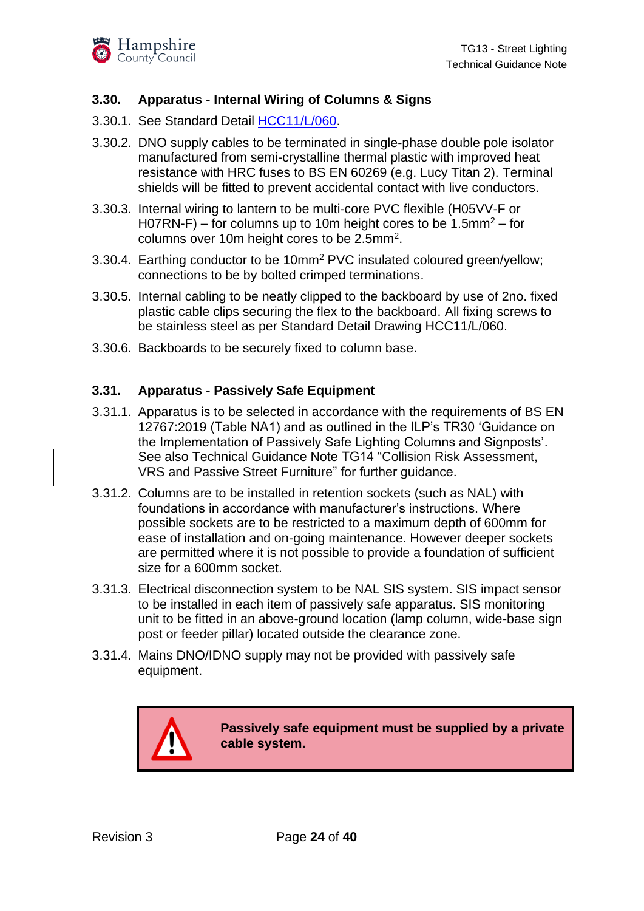### 3.30. Apparatus - Internal Wiring of Columns & Signs

3.30.1. See Standard Detail HCC11/L/060.

3.30.2. DNO supply cables to be terminated in single-phase double pole isolator manufactured from semi-crystalline thermal plastic with improved heat resistance with HRC fuses to BS EN 60269 (e.g. Lucy Titan 2). Terminal shields will be fitted to prevent accidental contact with live conductors.

3.30.3. Internal wiring to lantern to be multi-core PVC flexible (H05VV-F or H07RN-F) – for columns up to 10m height cores to be 1.5mm$^2$ – for columns over 10m height cores to be 2.5mm$^2$.

3.30.4. Earthing conductor to be 10mm$^2$ PVC insulated coloured green/yellow; connections to be by bolted crimped terminations.

3.30.5. Internal cabling to be neatly clipped to the backboard by use of 2no. fixed plastic cable clips securing the flex to the backboard. All fixing screws to be stainless steel as per Standard Detail Drawing HCC11/L/060.

3.30.6. Backboards to be securely fixed to column base.

### 3.31. Apparatus - Passively Safe Equipment

3.31.1. Apparatus is to be selected in accordance with the requirements of BS EN 12767:2019 (Table NA1) and as outlined in the ILP's TR30 'Guidance on the Implementation of Passively Safe Lighting Columns and Signposts'. See also Technical Guidance Note TG14 "Collision Risk Assessment, VRS and Passive Street Furniture" for further guidance.

3.31.2. Columns are to be installed in retention sockets (such as NAL) with foundations in accordance with manufacturer's instructions. Where possible sockets are to be restricted to a maximum depth of 600mm for ease of installation and on-going maintenance. However deeper sockets are permitted where it is not possible to provide a foundation of sufficient size for a 600mm socket.

3.31.3. Electrical disconnection system to be NAL SIS system. SIS impact sensor to be installed in each item of passively safe apparatus. SIS monitoring unit to be fitted in an above-ground location (lamp column, wide-base sign post or feeder pillar) located outside the clearance zone.

3.31.4. Mains DNO/IDNO supply may not be provided with passively safe equipment.

> **Passively safe equipment must be supplied by a private cable system.**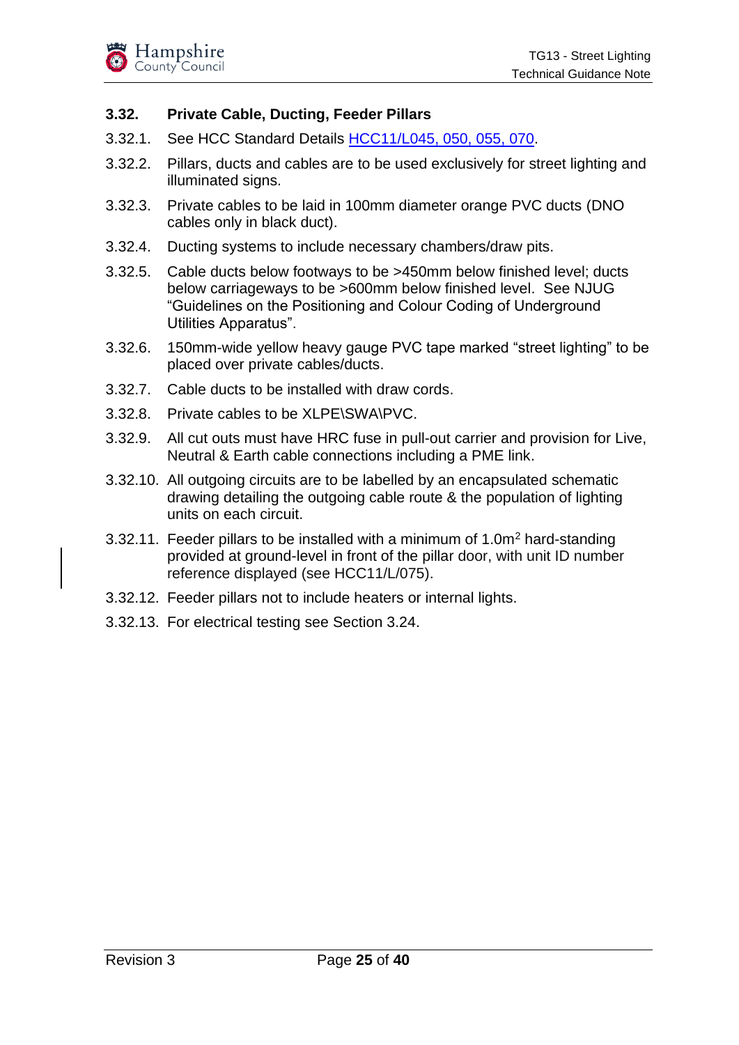## 3.32. Private Cable, Ducting, Feeder Pillars

3.32.1. See HCC Standard Details HCC11/L045, 050, 055, 070.

3.32.2. Pillars, ducts and cables are to be used exclusively for street lighting and illuminated signs.

3.32.3. Private cables to be laid in 100mm diameter orange PVC ducts (DNO cables only in black duct).

3.32.4. Ducting systems to include necessary chambers/draw pits.

3.32.5. Cable ducts below footways to be >450mm below finished level; ducts below carriageways to be >600mm below finished level. See NJUG "Guidelines on the Positioning and Colour Coding of Underground Utilities Apparatus".

3.32.6. 150mm-wide yellow heavy gauge PVC tape marked "street lighting" to be placed over private cables/ducts.

3.32.7. Cable ducts to be installed with draw cords.

3.32.8. Private cables to be XLPE\SWA\PVC.

3.32.9. All cut outs must have HRC fuse in pull-out carrier and provision for Live, Neutral & Earth cable connections including a PME link.

3.32.10. All outgoing circuits are to be labelled by an encapsulated schematic drawing detailing the outgoing cable route & the population of lighting units on each circuit.

3.32.11. Feeder pillars to be installed with a minimum of $1.0m^2$ hard-standing provided at ground-level in front of the pillar door, with unit ID number reference displayed (see HCC11/L/075).

3.32.12. Feeder pillars not to include heaters or internal lights.

3.32.13. For electrical testing see Section 3.24.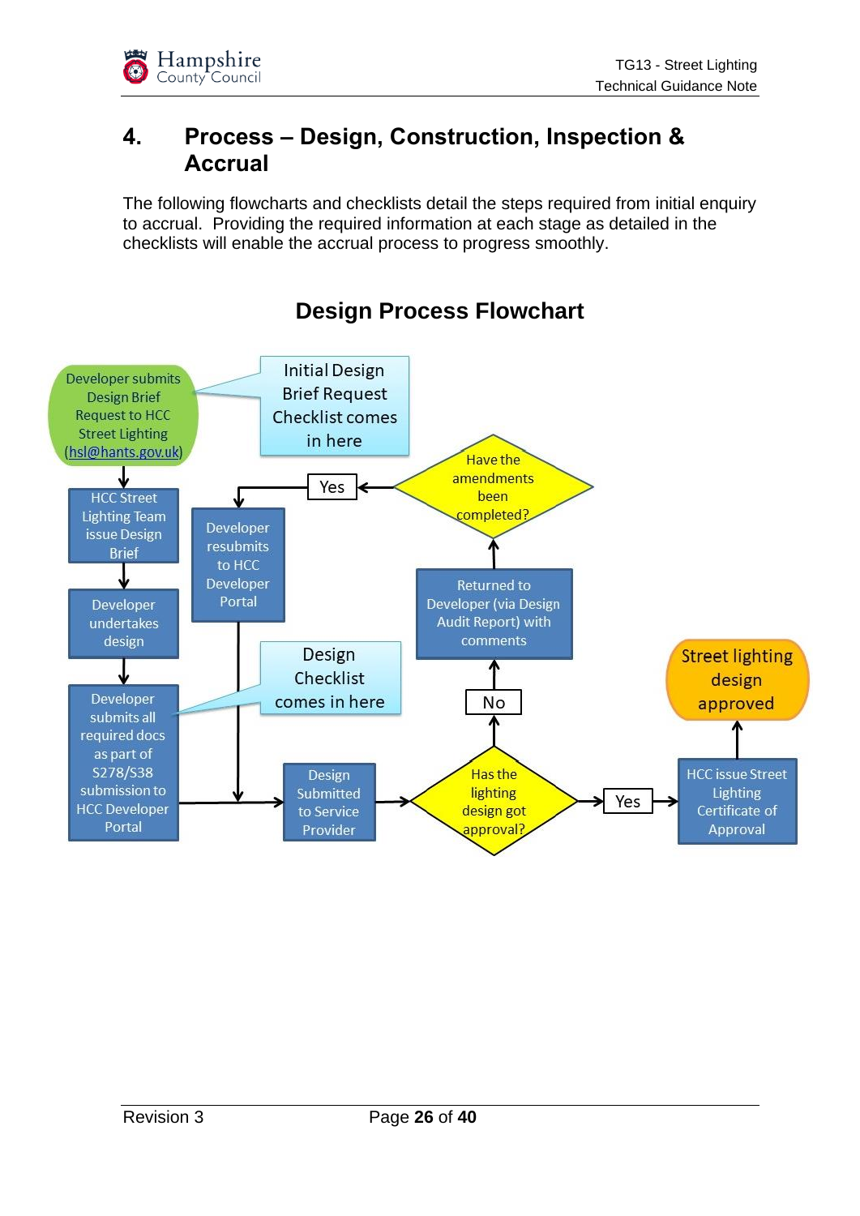## 4. Process – Design, Construction, Inspection & Accrual

The following flowcharts and checklists detail the steps required from initial enquiry to accrual. Providing the required information at each stage as detailed in the checklists will enable the accrual process to progress smoothly.

### Design Process Flowchart

Developer submits Design Brief Request to HCC Street Lighting (hsl@hants.gov.uk)

Initial Design Brief Request Checklist comes in here

HCC Street Lighting Team issue Design Brief

Developer undertakes design

Developer submits all required docs as part of S278/S38 submission to HCC Developer Portal

Design Checklist comes in here

Design Submitted to Service Provider

Has the lighting design got approval?

Yes

HCC issue Street Lighting Certificate of Approval

Street lighting design approved

No

Returned to Developer (via Design Audit Report) with comments

Have the amendments been completed?

Yes

Developer resubmits to HCC Developer Portal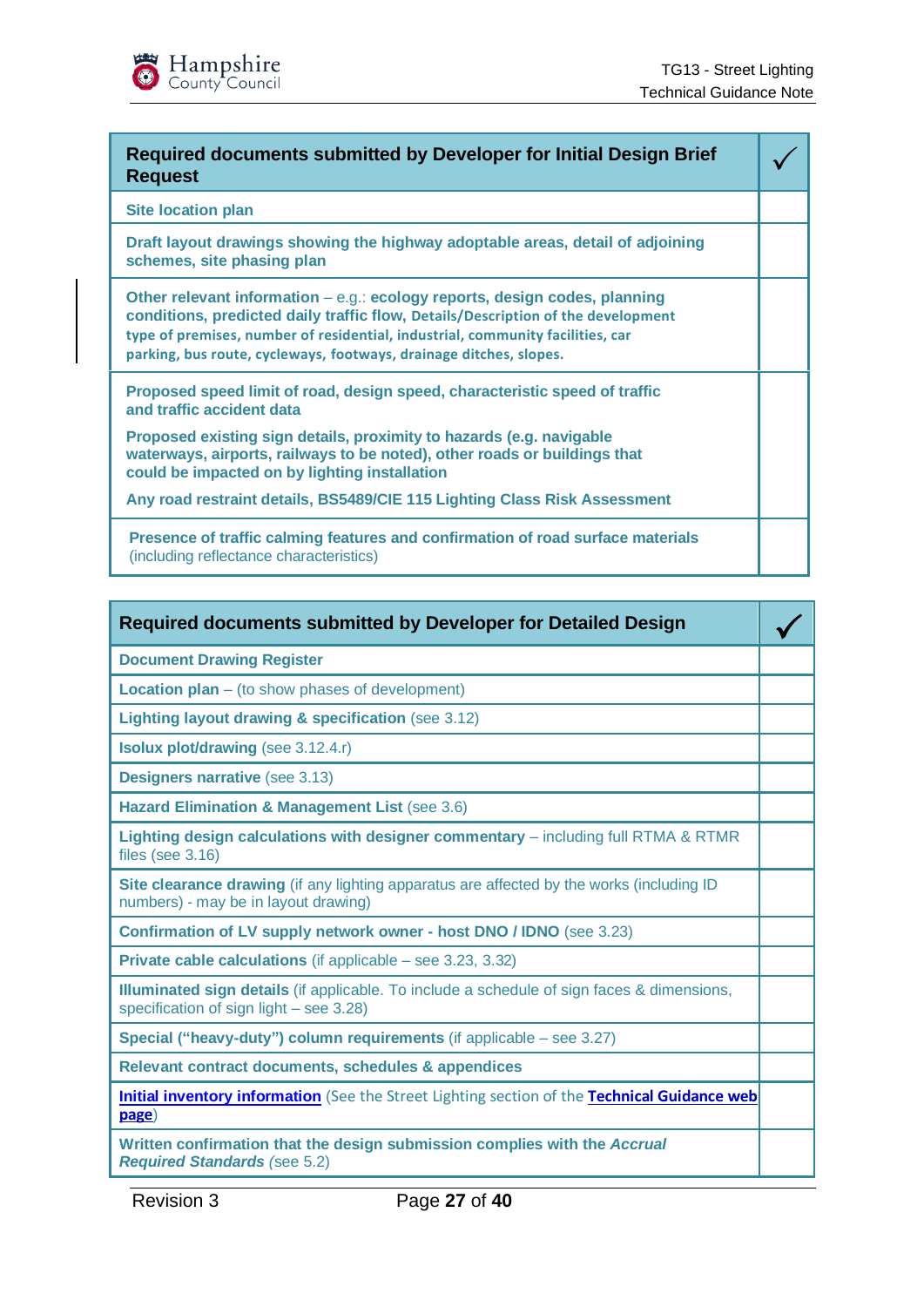| **Required documents submitted by Developer for Initial Design Brief Request** | ✓ |
|---|---|
| **Site location plan** | |
| **Draft layout drawings showing the highway adoptable areas, detail of adjoining schemes, site phasing plan** | |
| **Other relevant information** – e.g.: **ecology reports, design codes, planning conditions, predicted daily traffic flow, Details/Description of the development type of premises, number of residential, industrial, community facilities, car parking, bus route, cycleways, footways, drainage ditches, slopes.** | |
| **Proposed speed limit of road, design speed, characteristic speed of traffic and traffic accident data**<br>**Proposed existing sign details, proximity to hazards (e.g. navigable waterways, airports, railways to be noted), other roads or buildings that could be impacted on by lighting installation**<br>**Any road restraint details, BS5489/CIE 115 Lighting Class Risk Assessment** | |
| **Presence of traffic calming features and confirmation of road surface materials** (including reflectance characteristics) | |

| **Required documents submitted by Developer for Detailed Design** | ✓ |
|---|---|
| **Document Drawing Register** | |
| **Location plan** – (to show phases of development) | |
| **Lighting layout drawing & specification** (see 3.12) | |
| **Isolux plot/drawing** (see 3.12.4.r) | |
| **Designers narrative** (see 3.13) | |
| **Hazard Elimination & Management List** (see 3.6) | |
| **Lighting design calculations with designer commentary** – including full RTMA & RTMR files (see 3.16) | |
| **Site clearance drawing** (if any lighting apparatus are affected by the works (including ID numbers) - may be in layout drawing) | |
| **Confirmation of LV supply network owner - host DNO / IDNO** (see 3.23) | |
| **Private cable calculations** (if applicable – see 3.23, 3.32) | |
| **Illuminated sign details** (if applicable. To include a schedule of sign faces & dimensions, specification of sign light – see 3.28) | |
| **Special ("heavy-duty") column requirements** (if applicable – see 3.27) | |
| **Relevant contract documents, schedules & appendices** | |
| **Initial inventory information** (See the Street Lighting section of the **Technical Guidance web page**) | |
| **Written confirmation that the design submission complies with the *Accrual Required Standards*** (see 5.2) | |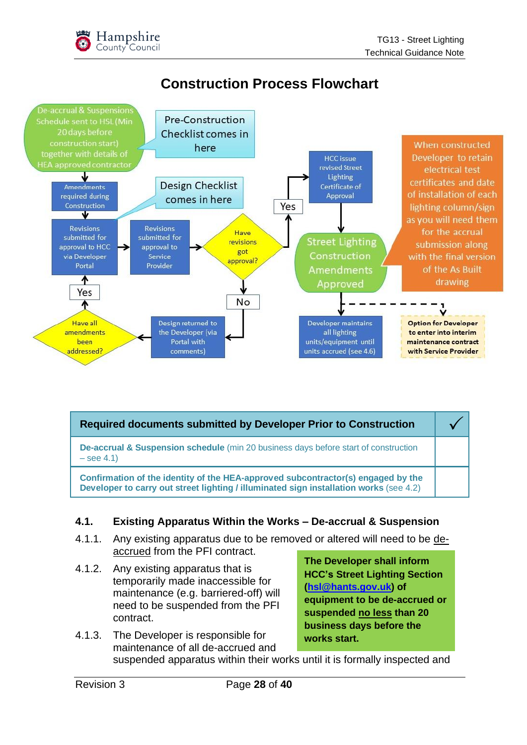## Construction Process Flowchart

De-accrual & Suspensions Schedule sent to HSL (Min 20 days before construction start) together with details of HEA approved contractor

Pre-Construction Checklist comes in here

Amendments required during Construction

Design Checklist comes in here

Revisions submitted for approval to HCC via Developer Portal

Revisions submitted for approval to Service Provider

Have revisions got approval?

Yes

HCC issue revised Street Lighting Certificate of Approval

Street Lighting Construction Amendments Approved

When constructed Developer to retain electrical test certificates and date of installation of each lighting column/sign as you will need them for the accrual submission along with the final version of the As Built drawing

No

Design returned to the Developer (via Portal with comments)

Have all amendments been addressed?

Yes

Developer maintains all lighting units/equipment until units accrued (see 4.6)

Option for Developer to enter into interim maintenance contract with Service Provider

| Required documents submitted by Developer Prior to Construction | ✓ |
|---|---|
| **De-accrual & Suspension schedule** (min 20 business days before start of construction – see 4.1) | |
| **Confirmation of the identity of the HEA-approved subcontractor(s) engaged by the Developer to carry out street lighting / illuminated sign installation works** (see 4.2) | |

### 4.1. Existing Apparatus Within the Works – De-accrual & Suspension

4.1.1. Any existing apparatus due to be removed or altered will need to be de-accrued from the PFI contract.

4.1.2. Any existing apparatus that is temporarily made inaccessible for maintenance (e.g. barriered-off) will need to be suspended from the PFI contract.

**The Developer shall inform HCC's Street Lighting Section (hsl@hants.gov.uk) of equipment to be de-accrued or suspended no less than 20 business days before the works start.**

4.1.3. The Developer is responsible for maintenance of all de-accrued and suspended apparatus within their works until it is formally inspected and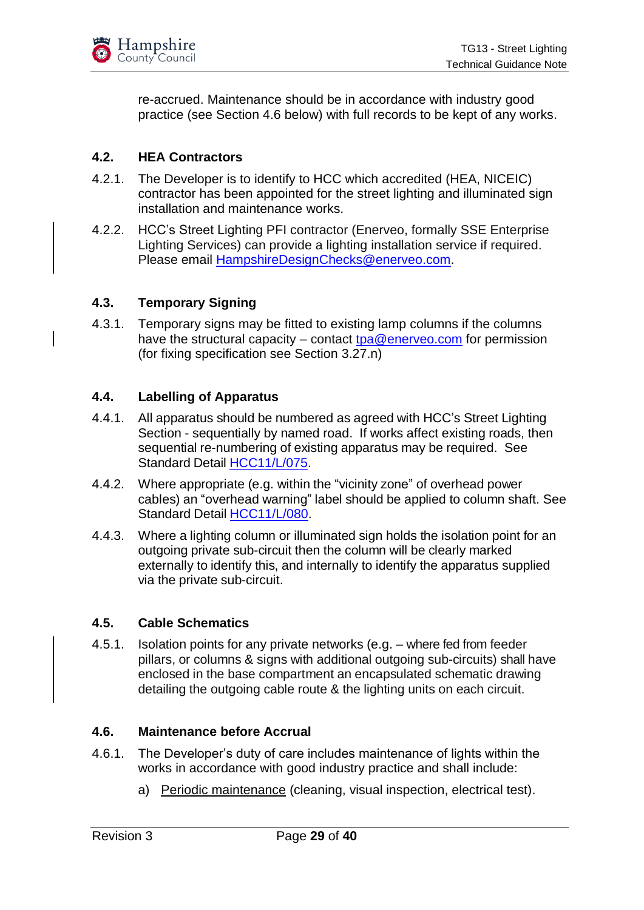re-accrued. Maintenance should be in accordance with industry good practice (see Section 4.6 below) with full records to be kept of any works.

### 4.2. HEA Contractors

4.2.1. The Developer is to identify to HCC which accredited (HEA, NICEIC) contractor has been appointed for the street lighting and illuminated sign installation and maintenance works.

4.2.2. HCC's Street Lighting PFI contractor (Enerveo, formally SSE Enterprise Lighting Services) can provide a lighting installation service if required. Please email HampshireDesignChecks@enerveo.com.

### 4.3. Temporary Signing

4.3.1. Temporary signs may be fitted to existing lamp columns if the columns have the structural capacity – contact tpa@enerveo.com for permission (for fixing specification see Section 3.27.n)

### 4.4. Labelling of Apparatus

4.4.1. All apparatus should be numbered as agreed with HCC's Street Lighting Section - sequentially by named road. If works affect existing roads, then sequential re-numbering of existing apparatus may be required. See Standard Detail HCC11/L/075.

4.4.2. Where appropriate (e.g. within the "vicinity zone" of overhead power cables) an "overhead warning" label should be applied to column shaft. See Standard Detail HCC11/L/080.

4.4.3. Where a lighting column or illuminated sign holds the isolation point for an outgoing private sub-circuit then the column will be clearly marked externally to identify this, and internally to identify the apparatus supplied via the private sub-circuit.

### 4.5. Cable Schematics

4.5.1. Isolation points for any private networks (e.g. – where fed from feeder pillars, or columns & signs with additional outgoing sub-circuits) shall have enclosed in the base compartment an encapsulated schematic drawing detailing the outgoing cable route & the lighting units on each circuit.

### 4.6. Maintenance before Accrual

4.6.1. The Developer's duty of care includes maintenance of lights within the works in accordance with good industry practice and shall include:

a) Periodic maintenance (cleaning, visual inspection, electrical test).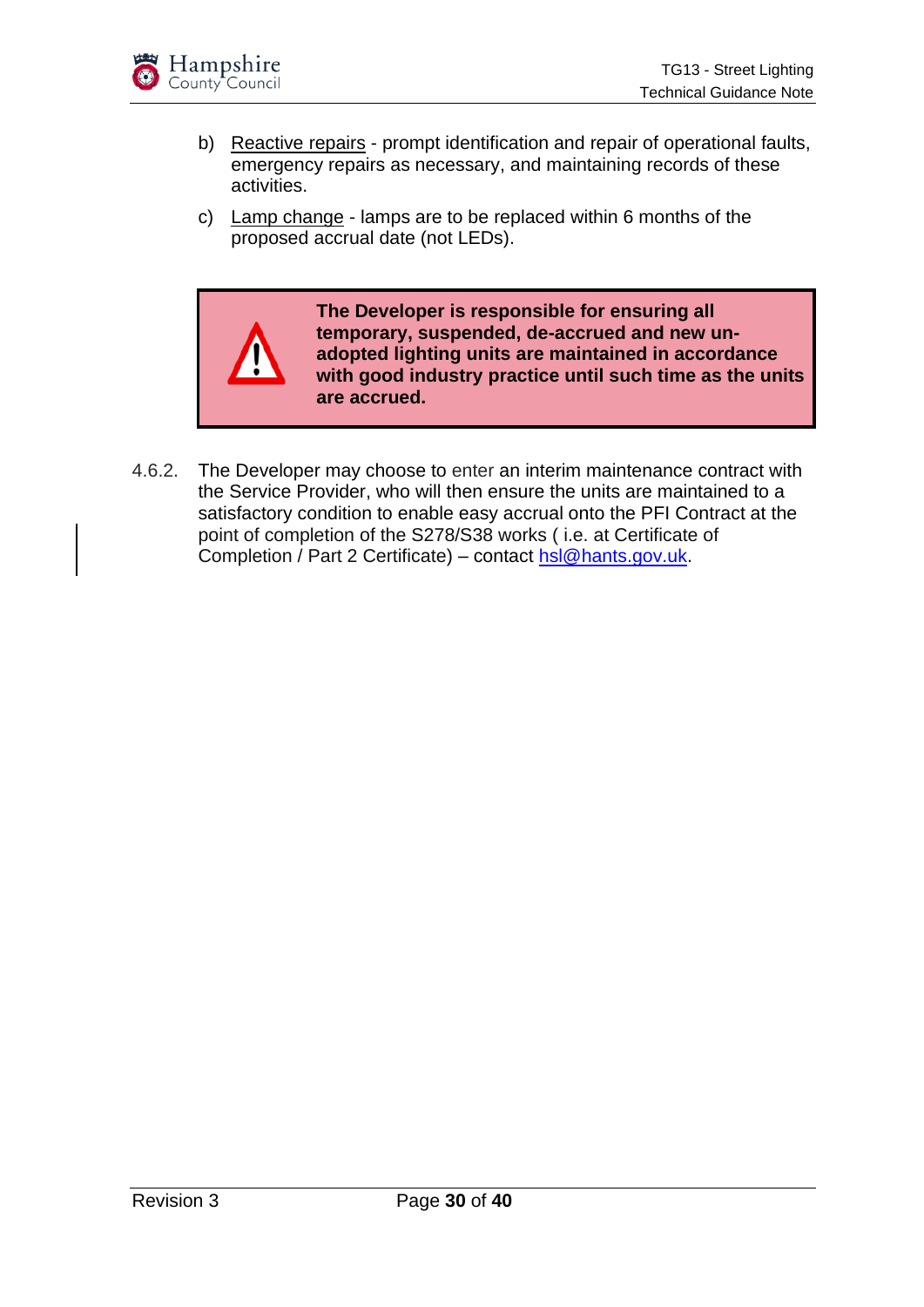b) Reactive repairs - prompt identification and repair of operational faults, emergency repairs as necessary, and maintaining records of these activities.

c) Lamp change - lamps are to be replaced within 6 months of the proposed accrual date (not LEDs).

> ⚠ **The Developer is responsible for ensuring all temporary, suspended, de-accrued and new un-adopted lighting units are maintained in accordance with good industry practice until such time as the units are accrued.**

4.6.2. The Developer may choose to enter an interim maintenance contract with the Service Provider, who will then ensure the units are maintained to a satisfactory condition to enable easy accrual onto the PFI Contract at the point of completion of the S278/S38 works ( i.e. at Certificate of Completion / Part 2 Certificate) – contact hsl@hants.gov.uk.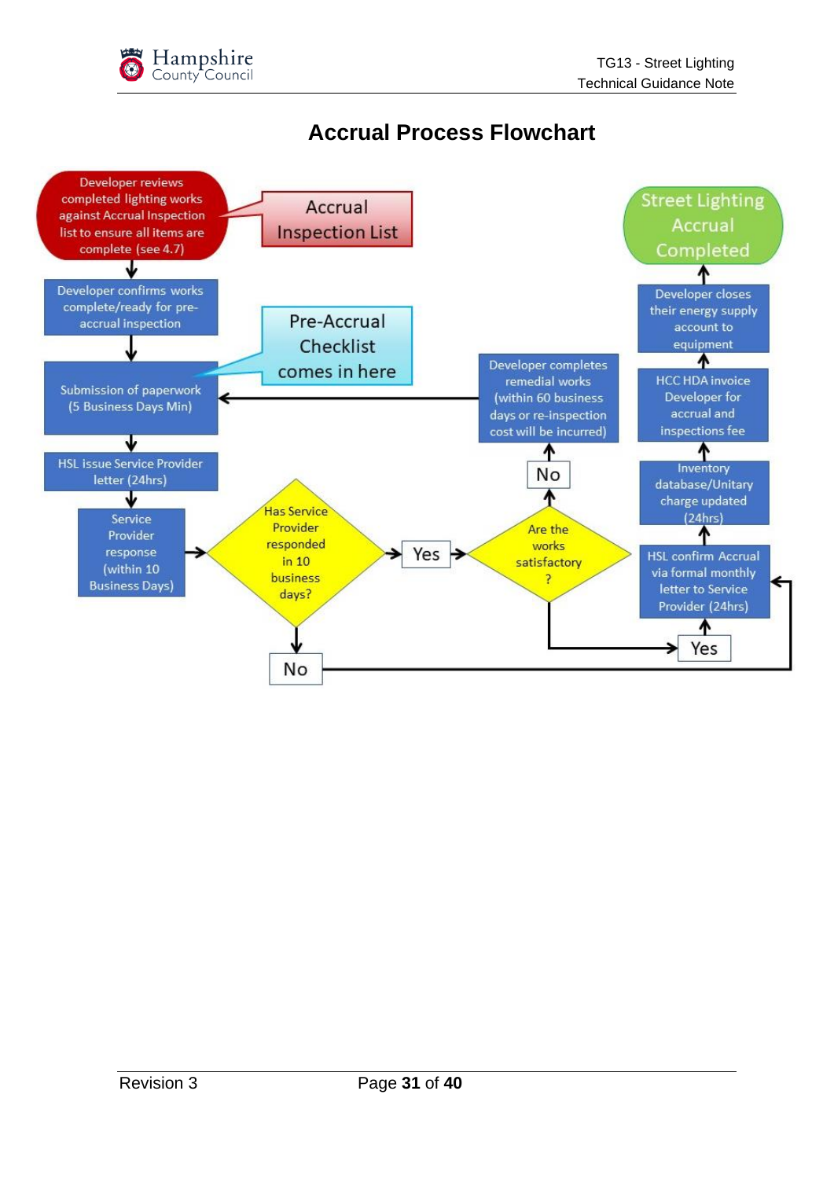# Accrual Process Flowchart

Developer reviews completed lighting works against Accrual Inspection list to ensure all items are complete (see 4.7)

Accrual Inspection List

Developer confirms works complete/ready for pre-accrual inspection

Pre-Accrual Checklist comes in here

Submission of paperwork (5 Business Days Min)

HSL issue Service Provider letter (24hrs)

Service Provider response (within 10 Business Days)

Has Service Provider responded in 10 business days?

Yes

No

Are the works satisfactory?

No

Yes

Developer completes remedial works (within 60 business days or re-inspection cost will be incurred)

HSL confirm Accrual via formal monthly letter to Service Provider (24hrs)

Inventory database/Unitary charge updated (24hrs)

HCC HDA invoice Developer for accrual and inspections fee

Developer closes their energy supply account to equipment

Street Lighting Accrual Completed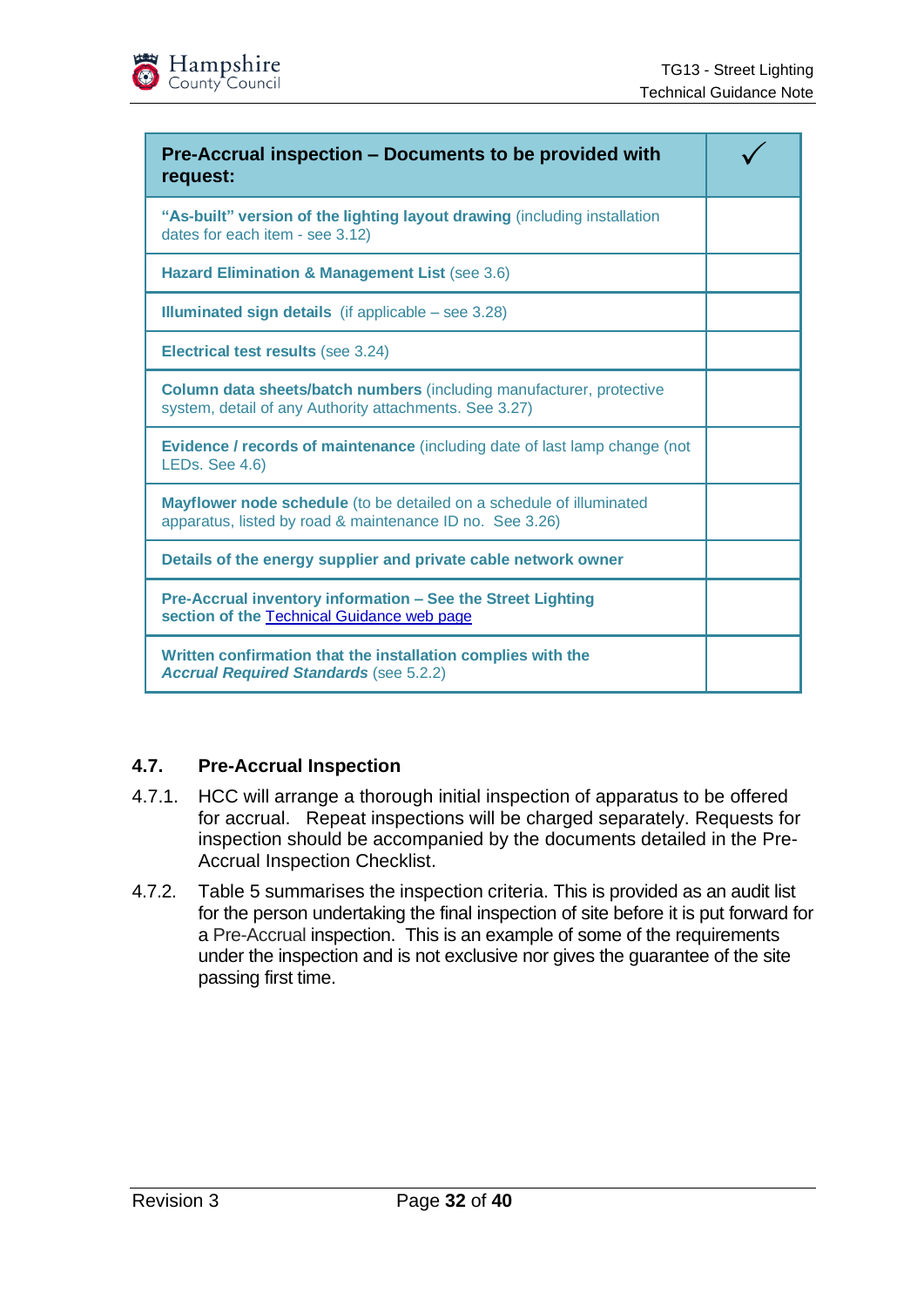| **Pre-Accrual inspection – Documents to be provided with request:** | ✓ |
|---|---|
| **"As-built" version of the lighting layout drawing** (including installation dates for each item - see 3.12) | |
| **Hazard Elimination & Management List** (see 3.6) | |
| **Illuminated sign details** (if applicable – see 3.28) | |
| **Electrical test results** (see 3.24) | |
| **Column data sheets/batch numbers** (including manufacturer, protective system, detail of any Authority attachments. See 3.27) | |
| **Evidence / records of maintenance** (including date of last lamp change (not LEDs. See 4.6) | |
| **Mayflower node schedule** (to be detailed on a schedule of illuminated apparatus, listed by road & maintenance ID no. See 3.26) | |
| **Details of the energy supplier and private cable network owner** | |
| **Pre-Accrual inventory information – See the Street Lighting section of the** [Technical Guidance web page] | |
| **Written confirmation that the installation complies with the *Accrual Required Standards*** (see 5.2.2) | |

## 4.7. Pre-Accrual Inspection

4.7.1. HCC will arrange a thorough initial inspection of apparatus to be offered for accrual. Repeat inspections will be charged separately. Requests for inspection should be accompanied by the documents detailed in the Pre-Accrual Inspection Checklist.

4.7.2. Table 5 summarises the inspection criteria. This is provided as an audit list for the person undertaking the final inspection of site before it is put forward for a Pre-Accrual inspection. This is an example of some of the requirements under the inspection and is not exclusive nor gives the guarantee of the site passing first time.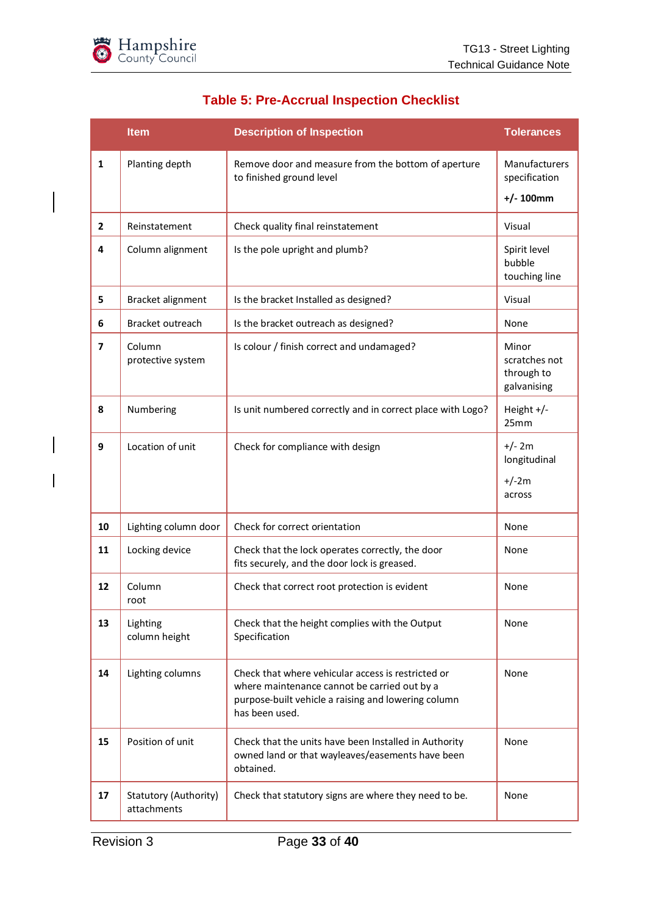## Table 5: Pre-Accrual Inspection Checklist

| | Item | Description of Inspection | Tolerances |
|---|---|---|---|
| **1** | Planting depth | Remove door and measure from the bottom of aperture to finished ground level | Manufacturers specification<br><br>**+/- 100mm** |
| **2** | Reinstatement | Check quality final reinstatement | Visual |
| **4** | Column alignment | Is the pole upright and plumb? | Spirit level bubble touching line |
| **5** | Bracket alignment | Is the bracket Installed as designed? | Visual |
| **6** | Bracket outreach | Is the bracket outreach as designed? | None |
| **7** | Column protective system | Is colour / finish correct and undamaged? | Minor scratches not through to galvanising |
| **8** | Numbering | Is unit numbered correctly and in correct place with Logo? | Height +/- 25mm |
| **9** | Location of unit | Check for compliance with design | +/- 2m longitudinal<br><br>+/-2m across |
| **10** | Lighting column door | Check for correct orientation | None |
| **11** | Locking device | Check that the lock operates correctly, the door fits securely, and the door lock is greased. | None |
| **12** | Column root | Check that correct root protection is evident | None |
| **13** | Lighting column height | Check that the height complies with the Output Specification | None |
| **14** | Lighting columns | Check that where vehicular access is restricted or where maintenance cannot be carried out by a purpose-built vehicle a raising and lowering column has been used. | None |
| **15** | Position of unit | Check that the units have been Installed in Authority owned land or that wayleaves/easements have been obtained. | None |
| **17** | Statutory (Authority) attachments | Check that statutory signs are where they need to be. | None |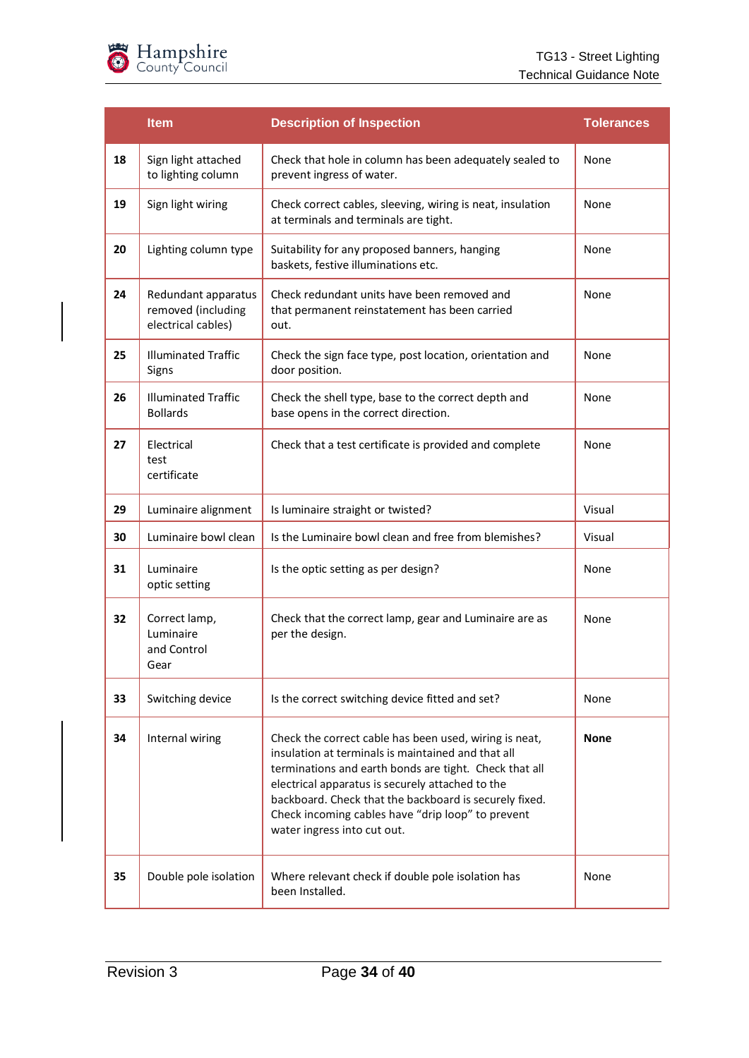| | Item | Description of Inspection | Tolerances |
|---|---|---|---|
| **18** | Sign light attached to lighting column | Check that hole in column has been adequately sealed to prevent ingress of water. | None |
| **19** | Sign light wiring | Check correct cables, sleeving, wiring is neat, insulation at terminals and terminals are tight. | None |
| **20** | Lighting column type | Suitability for any proposed banners, hanging baskets, festive illuminations etc. | None |
| **24** | Redundant apparatus removed (including electrical cables) | Check redundant units have been removed and that permanent reinstatement has been carried out. | None |
| **25** | Illuminated Traffic Signs | Check the sign face type, post location, orientation and door position. | None |
| **26** | Illuminated Traffic Bollards | Check the shell type, base to the correct depth and base opens in the correct direction. | None |
| **27** | Electrical test certificate | Check that a test certificate is provided and complete | None |
| **29** | Luminaire alignment | Is luminaire straight or twisted? | Visual |
| **30** | Luminaire bowl clean | Is the Luminaire bowl clean and free from blemishes? | Visual |
| **31** | Luminaire optic setting | Is the optic setting as per design? | None |
| **32** | Correct lamp, Luminaire and Control Gear | Check that the correct lamp, gear and Luminaire are as per the design. | None |
| **33** | Switching device | Is the correct switching device fitted and set? | None |
| **34** | Internal wiring | Check the correct cable has been used, wiring is neat, insulation at terminals is maintained and that all terminations and earth bonds are tight. Check that all electrical apparatus is securely attached to the backboard. Check that the backboard is securely fixed. Check incoming cables have "drip loop" to prevent water ingress into cut out. | **None** |
| **35** | Double pole isolation | Where relevant check if double pole isolation has been Installed. | None |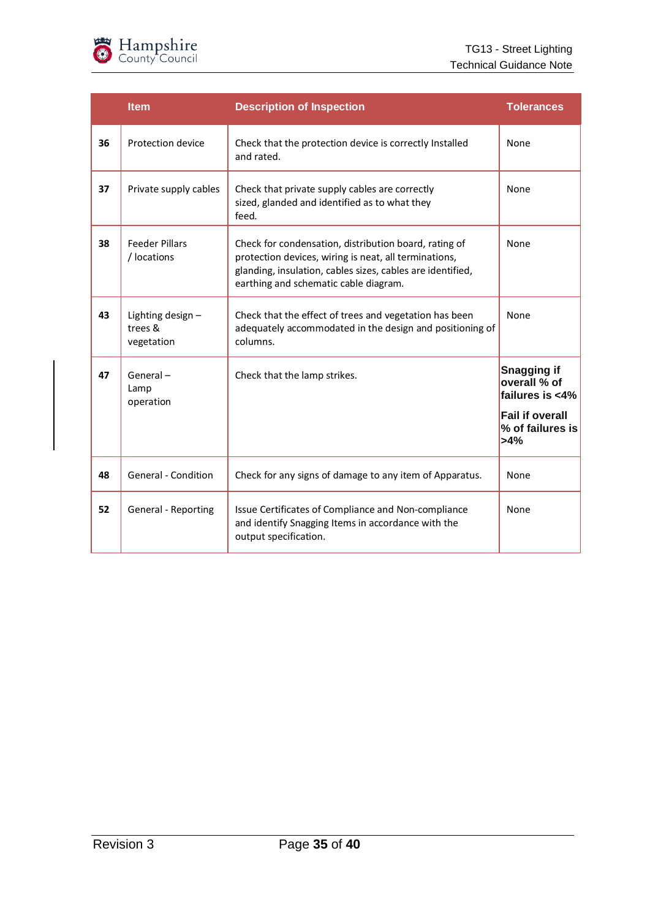| | Item | Description of Inspection | Tolerances |
|---|---|---|---|
| **36** | Protection device | Check that the protection device is correctly Installed and rated. | None |
| **37** | Private supply cables | Check that private supply cables are correctly sized, glanded and identified as to what they feed. | None |
| **38** | Feeder Pillars / locations | Check for condensation, distribution board, rating of protection devices, wiring is neat, all terminations, glanding, insulation, cables sizes, cables are identified, earthing and schematic cable diagram. | None |
| **43** | Lighting design – trees & vegetation | Check that the effect of trees and vegetation has been adequately accommodated in the design and positioning of columns. | None |
| **47** | General – Lamp operation | Check that the lamp strikes. | **Snagging if overall % of failures is <4%** **Fail if overall % of failures is >4%** |
| **48** | General - Condition | Check for any signs of damage to any item of Apparatus. | None |
| **52** | General - Reporting | Issue Certificates of Compliance and Non-compliance and identify Snagging Items in accordance with the output specification. | None |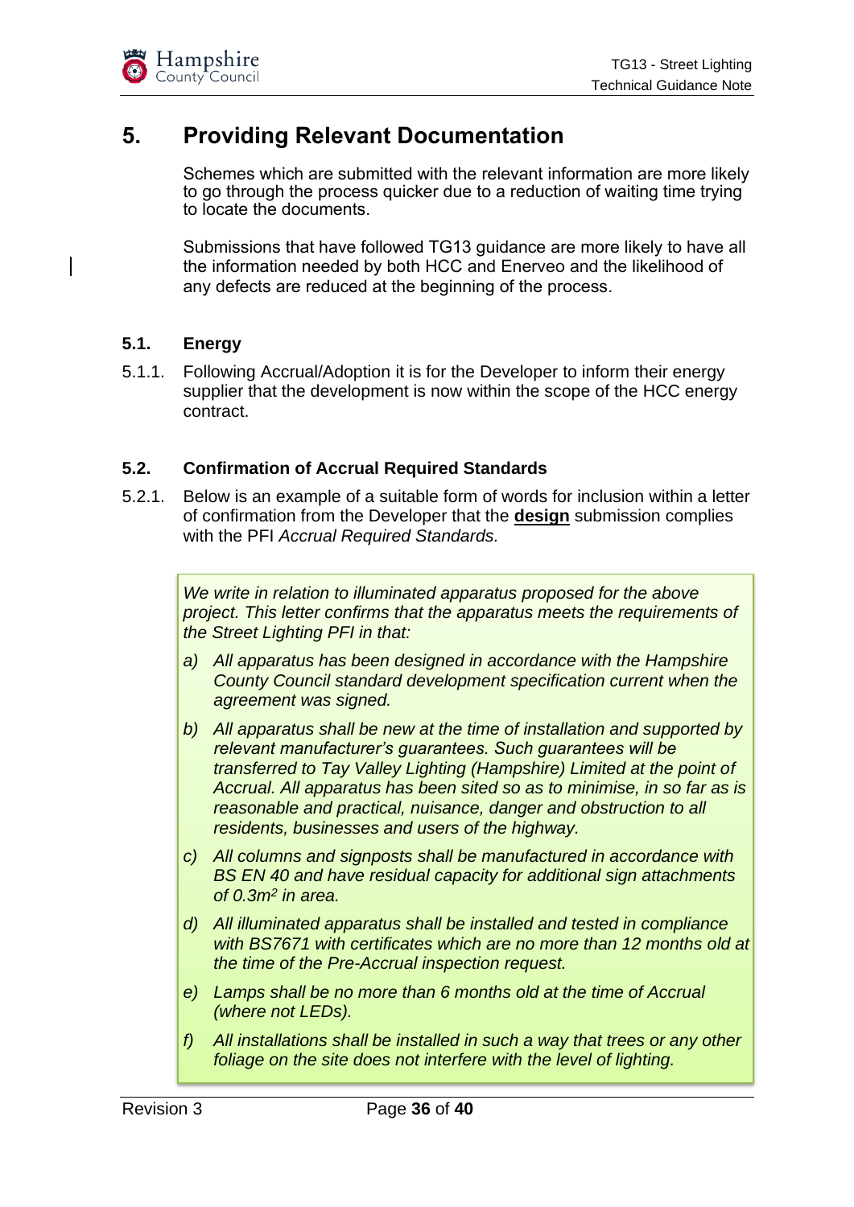# 5. Providing Relevant Documentation

Schemes which are submitted with the relevant information are more likely to go through the process quicker due to a reduction of waiting time trying to locate the documents.

Submissions that have followed TG13 guidance are more likely to have all the information needed by both HCC and Enerveo and the likelihood of any defects are reduced at the beginning of the process.

## 5.1. Energy

5.1.1. Following Accrual/Adoption it is for the Developer to inform their energy supplier that the development is now within the scope of the HCC energy contract.

## 5.2. Confirmation of Accrual Required Standards

5.2.1. Below is an example of a suitable form of words for inclusion within a letter of confirmation from the Developer that the **design** submission complies with the PFI *Accrual Required Standards.*

> *We write in relation to illuminated apparatus proposed for the above project. This letter confirms that the apparatus meets the requirements of the Street Lighting PFI in that:*
>
> *a) All apparatus has been designed in accordance with the Hampshire County Council standard development specification current when the agreement was signed.*
>
> *b) All apparatus shall be new at the time of installation and supported by relevant manufacturer's guarantees. Such guarantees will be transferred to Tay Valley Lighting (Hampshire) Limited at the point of Accrual. All apparatus has been sited so as to minimise, in so far as is reasonable and practical, nuisance, danger and obstruction to all residents, businesses and users of the highway.*
>
> *c) All columns and signposts shall be manufactured in accordance with BS EN 40 and have residual capacity for additional sign attachments of 0.3m$^2$ in area.*
>
> *d) All illuminated apparatus shall be installed and tested in compliance with BS7671 with certificates which are no more than 12 months old at the time of the Pre-Accrual inspection request.*
>
> *e) Lamps shall be no more than 6 months old at the time of Accrual (where not LEDs).*
>
> *f) All installations shall be installed in such a way that trees or any other foliage on the site does not interfere with the level of lighting.*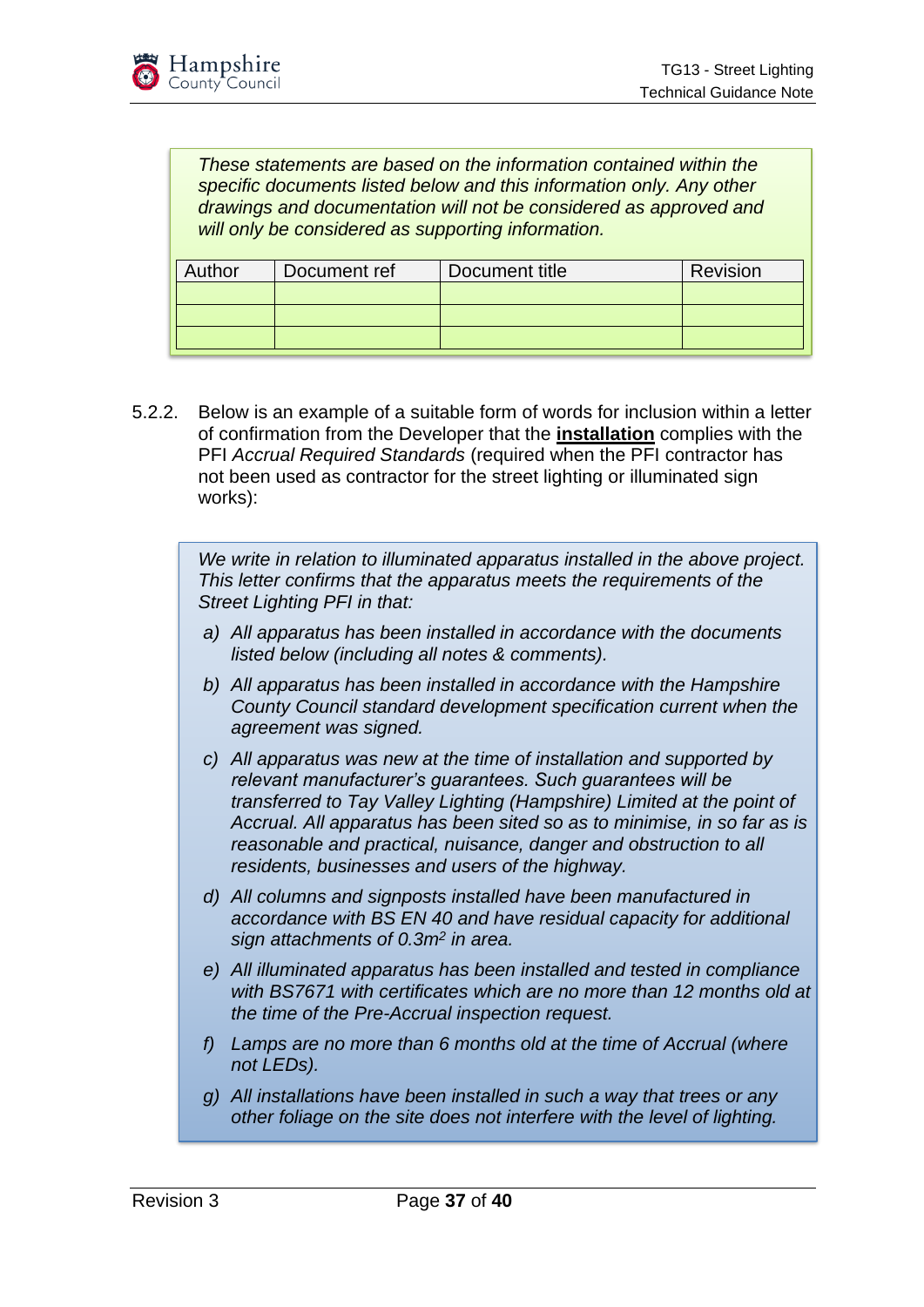*These statements are based on the information contained within the specific documents listed below and this information only. Any other drawings and documentation will not be considered as approved and will only be considered as supporting information.*

| Author | Document ref | Document title | Revision |
|---|---|---|---|
| | | | |
| | | | |
| | | | |

5.2.2. Below is an example of a suitable form of words for inclusion within a letter of confirmation from the Developer that the **installation** complies with the PFI *Accrual Required Standards* (required when the PFI contractor has not been used as contractor for the street lighting or illuminated sign works):

*We write in relation to illuminated apparatus installed in the above project. This letter confirms that the apparatus meets the requirements of the Street Lighting PFI in that:*

- *a) All apparatus has been installed in accordance with the documents listed below (including all notes & comments).*
- *b) All apparatus has been installed in accordance with the Hampshire County Council standard development specification current when the agreement was signed.*
- *c) All apparatus was new at the time of installation and supported by relevant manufacturer's guarantees. Such guarantees will be transferred to Tay Valley Lighting (Hampshire) Limited at the point of Accrual. All apparatus has been sited so as to minimise, in so far as is reasonable and practical, nuisance, danger and obstruction to all residents, businesses and users of the highway.*
- *d) All columns and signposts installed have been manufactured in accordance with BS EN 40 and have residual capacity for additional sign attachments of 0.3m$^2$ in area.*
- *e) All illuminated apparatus has been installed and tested in compliance with BS7671 with certificates which are no more than 12 months old at the time of the Pre-Accrual inspection request.*
- *f) Lamps are no more than 6 months old at the time of Accrual (where not LEDs).*
- *g) All installations have been installed in such a way that trees or any other foliage on the site does not interfere with the level of lighting.*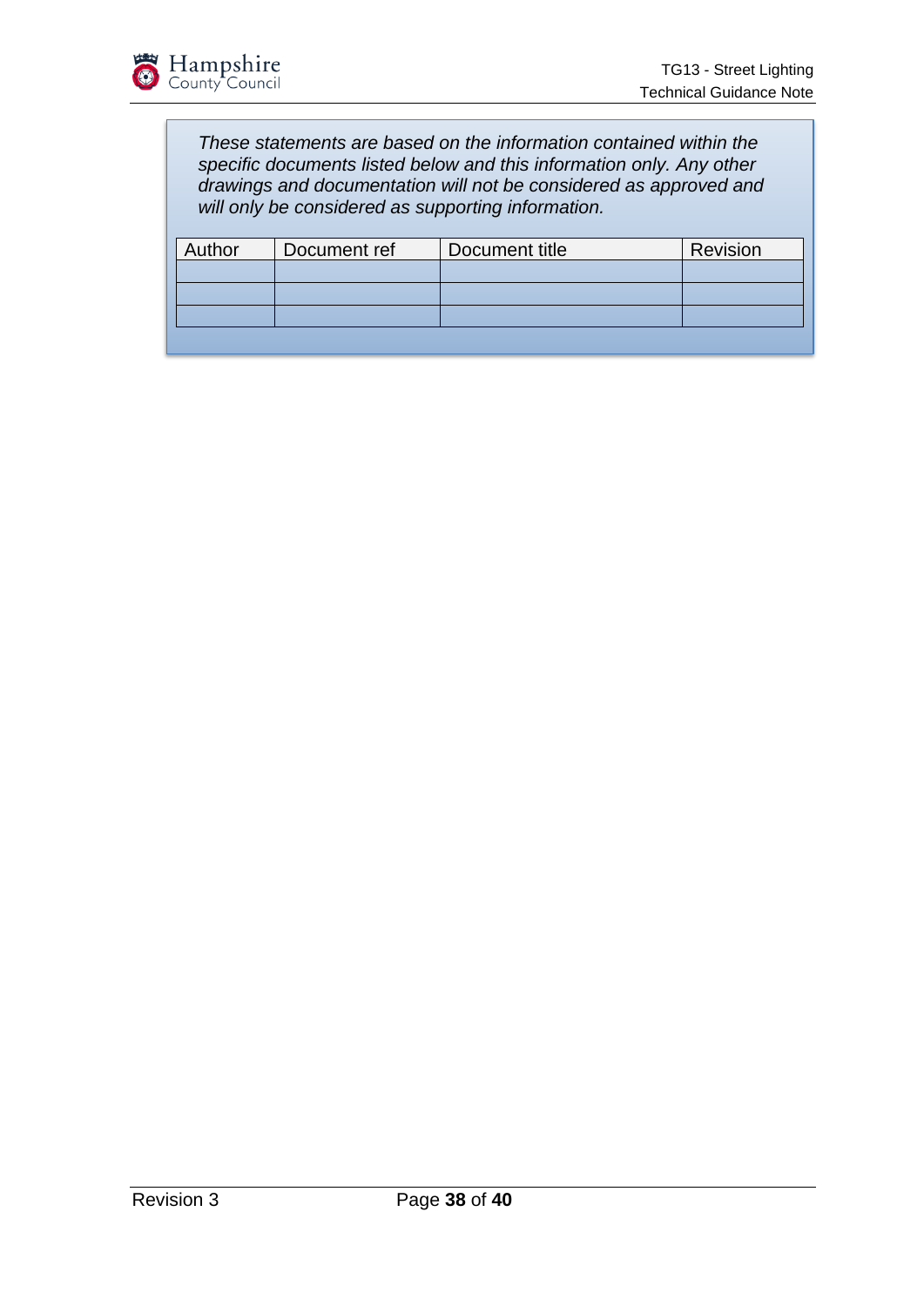*These statements are based on the information contained within the specific documents listed below and this information only. Any other drawings and documentation will not be considered as approved and will only be considered as supporting information.*

| Author | Document ref | Document title | Revision |
|---|---|---|---|
| | | | |
| | | | |
| | | | |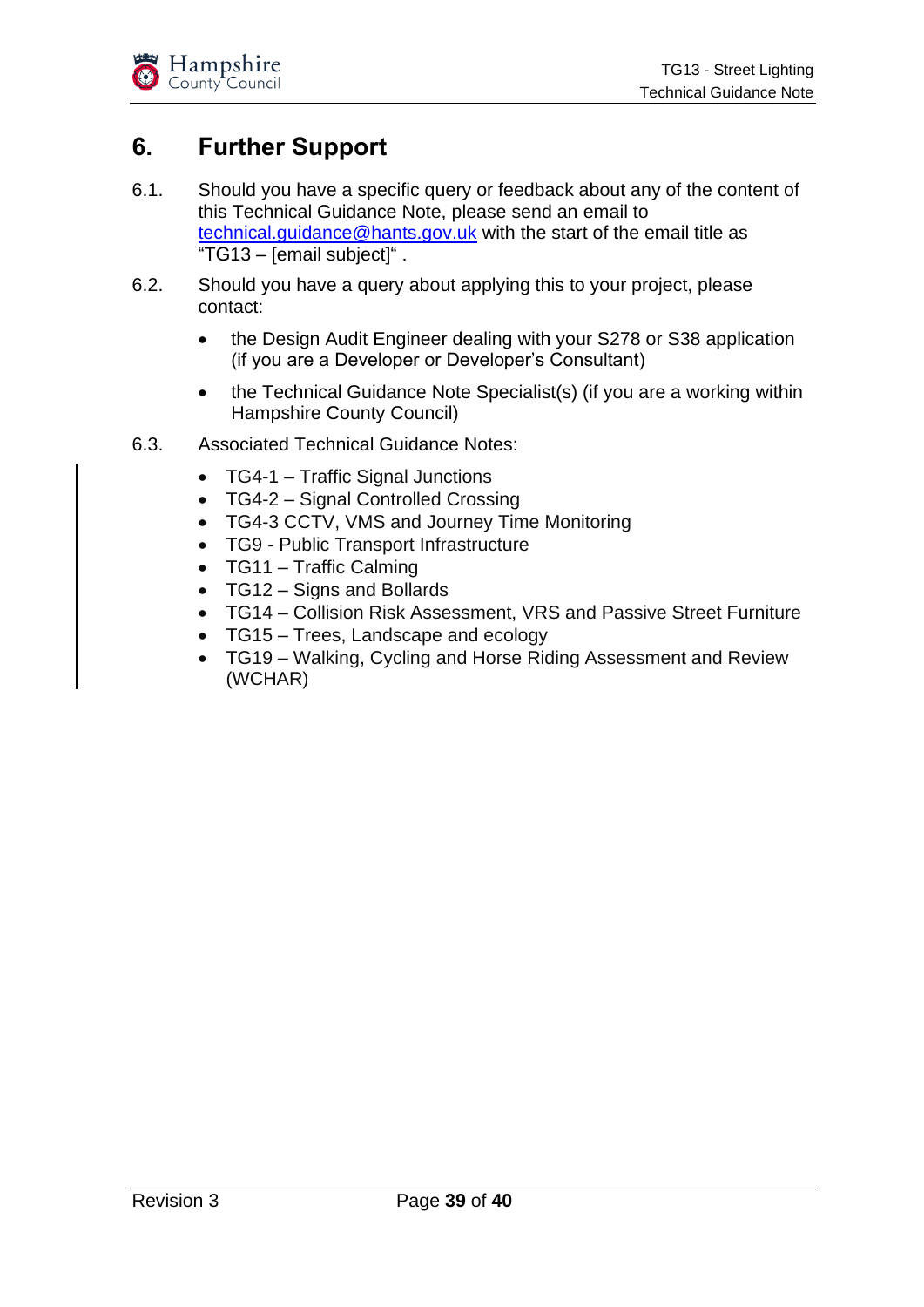# 6. Further Support

6.1. Should you have a specific query or feedback about any of the content of this Technical Guidance Note, please send an email to technical.guidance@hants.gov.uk with the start of the email title as "TG13 – [email subject]" .

6.2. Should you have a query about applying this to your project, please contact:

- the Design Audit Engineer dealing with your S278 or S38 application (if you are a Developer or Developer's Consultant)
- the Technical Guidance Note Specialist(s) (if you are a working within Hampshire County Council)

6.3. Associated Technical Guidance Notes:

- TG4-1 – Traffic Signal Junctions
- TG4-2 – Signal Controlled Crossing
- TG4-3 CCTV, VMS and Journey Time Monitoring
- TG9 - Public Transport Infrastructure
- TG11 – Traffic Calming
- TG12 – Signs and Bollards
- TG14 – Collision Risk Assessment, VRS and Passive Street Furniture
- TG15 – Trees, Landscape and ecology
- TG19 – Walking, Cycling and Horse Riding Assessment and Review (WCHAR)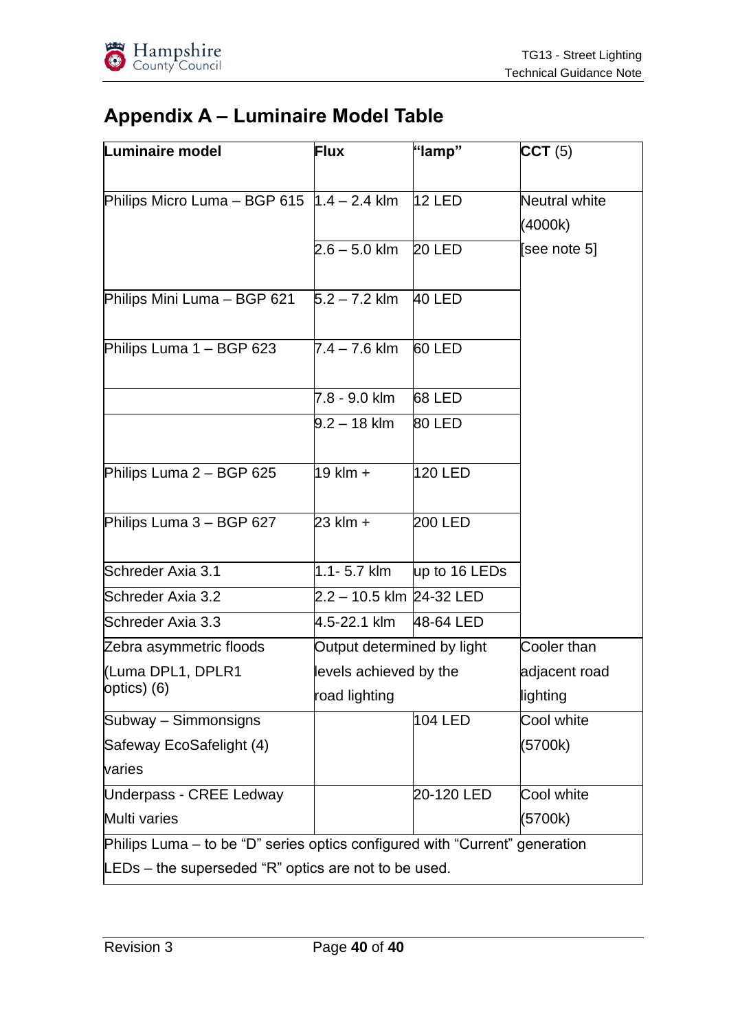## Appendix A – Luminaire Model Table

| Luminaire model | Flux | "lamp" | CCT (5) |
|---|---|---|---|
| Philips Micro Luma – BGP 615 | 1.4 – 2.4 klm | 12 LED | Neutral white (4000k) [see note 5] |
| | 2.6 – 5.0 klm | 20 LED | |
| Philips Mini Luma – BGP 621 | 5.2 – 7.2 klm | 40 LED | |
| Philips Luma 1 – BGP 623 | 7.4 – 7.6 klm | 60 LED | |
| | 7.8 - 9.0 klm | 68 LED | |
| | 9.2 – 18 klm | 80 LED | |
| Philips Luma 2 – BGP 625 | 19 klm + | 120 LED | |
| Philips Luma 3 – BGP 627 | 23 klm + | 200 LED | |
| Schreder Axia 3.1 | 1.1- 5.7 klm | up to 16 LEDs | |
| Schreder Axia 3.2 | 2.2 – 10.5 klm | 24-32 LED | |
| Schreder Axia 3.3 | 4.5-22.1 klm | 48-64 LED | |
| Zebra asymmetric floods (Luma DPL1, DPLR1 optics) (6) | Output determined by light levels achieved by the road lighting | | Cooler than adjacent road lighting |
| Subway – Simmonsigns Safeway EcoSafelight (4) varies | | 104 LED | Cool white (5700k) |
| Underpass - CREE Ledway Multi varies | | 20-120 LED | Cool white (5700k) |
| Philips Luma – to be "D" series optics configured with "Current" generation LEDs – the superseded "R" optics are not to be used. | | | |